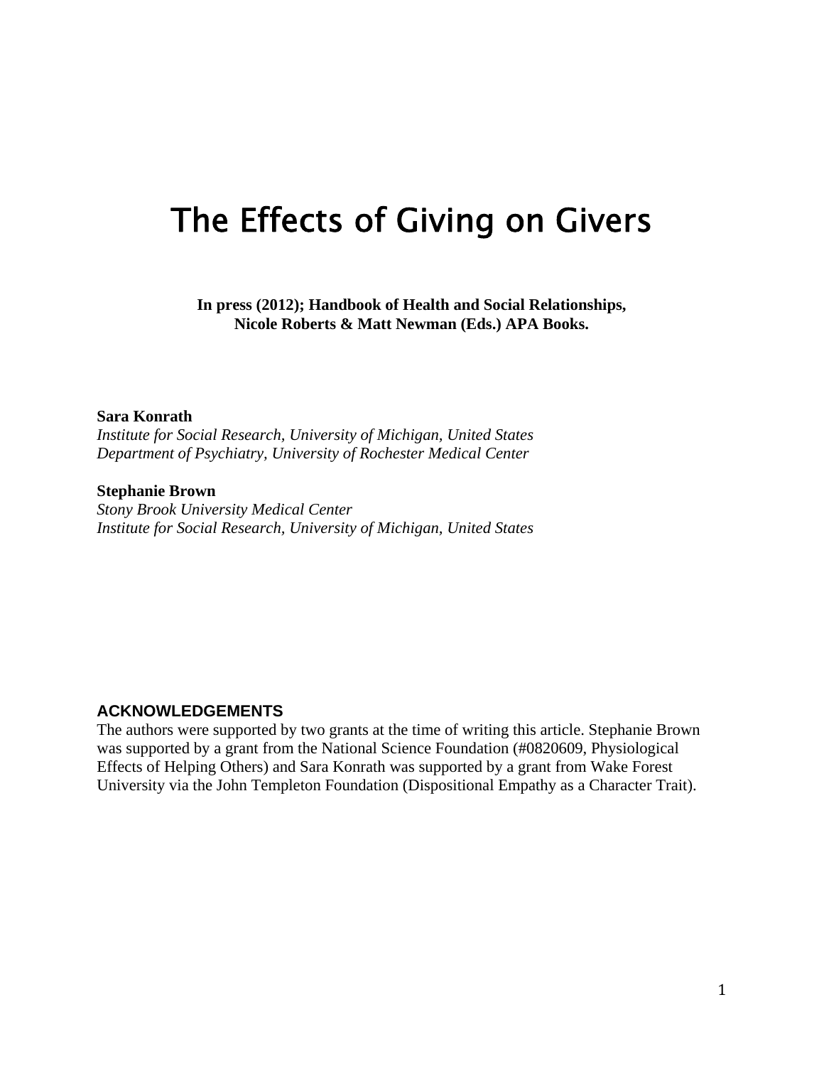# The Effects of Giving on Givers

**In press (2012); Handbook of Health and Social Relationships,**
**Nicole Roberts & Matt Newman (Eds.) APA Books.**

**Sara Konrath**
*Institute for Social Research, University of Michigan, United States*
*Department of Psychiatry, University of Rochester Medical Center*

**Stephanie Brown**
*Stony Brook University Medical Center*
*Institute for Social Research, University of Michigan, United States*

## ACKNOWLEDGEMENTS

The authors were supported by two grants at the time of writing this article. Stephanie Brown was supported by a grant from the National Science Foundation (#0820609, Physiological Effects of Helping Others) and Sara Konrath was supported by a grant from Wake Forest University via the John Templeton Foundation (Dispositional Empathy as a Character Trait).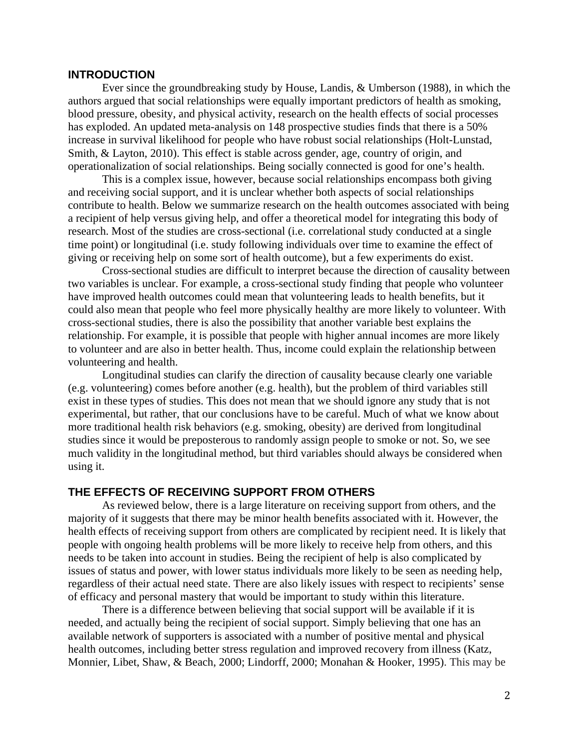## INTRODUCTION

Ever since the groundbreaking study by House, Landis, & Umberson (1988), in which the authors argued that social relationships were equally important predictors of health as smoking, blood pressure, obesity, and physical activity, research on the health effects of social processes has exploded. An updated meta-analysis on 148 prospective studies finds that there is a 50% increase in survival likelihood for people who have robust social relationships (Holt-Lunstad, Smith, & Layton, 2010). This effect is stable across gender, age, country of origin, and operationalization of social relationships. Being socially connected is good for one's health.

This is a complex issue, however, because social relationships encompass both giving and receiving social support, and it is unclear whether both aspects of social relationships contribute to health. Below we summarize research on the health outcomes associated with being a recipient of help versus giving help, and offer a theoretical model for integrating this body of research. Most of the studies are cross-sectional (i.e. correlational study conducted at a single time point) or longitudinal (i.e. study following individuals over time to examine the effect of giving or receiving help on some sort of health outcome), but a few experiments do exist.

Cross-sectional studies are difficult to interpret because the direction of causality between two variables is unclear. For example, a cross-sectional study finding that people who volunteer have improved health outcomes could mean that volunteering leads to health benefits, but it could also mean that people who feel more physically healthy are more likely to volunteer. With cross-sectional studies, there is also the possibility that another variable best explains the relationship. For example, it is possible that people with higher annual incomes are more likely to volunteer and are also in better health. Thus, income could explain the relationship between volunteering and health.

Longitudinal studies can clarify the direction of causality because clearly one variable (e.g. volunteering) comes before another (e.g. health), but the problem of third variables still exist in these types of studies. This does not mean that we should ignore any study that is not experimental, but rather, that our conclusions have to be careful. Much of what we know about more traditional health risk behaviors (e.g. smoking, obesity) are derived from longitudinal studies since it would be preposterous to randomly assign people to smoke or not. So, we see much validity in the longitudinal method, but third variables should always be considered when using it.

## THE EFFECTS OF RECEIVING SUPPORT FROM OTHERS

As reviewed below, there is a large literature on receiving support from others, and the majority of it suggests that there may be minor health benefits associated with it. However, the health effects of receiving support from others are complicated by recipient need. It is likely that people with ongoing health problems will be more likely to receive help from others, and this needs to be taken into account in studies. Being the recipient of help is also complicated by issues of status and power, with lower status individuals more likely to be seen as needing help, regardless of their actual need state. There are also likely issues with respect to recipients' sense of efficacy and personal mastery that would be important to study within this literature.

There is a difference between believing that social support will be available if it is needed, and actually being the recipient of social support. Simply believing that one has an available network of supporters is associated with a number of positive mental and physical health outcomes, including better stress regulation and improved recovery from illness (Katz, Monnier, Libet, Shaw, & Beach, 2000; Lindorff, 2000; Monahan & Hooker, 1995). This may be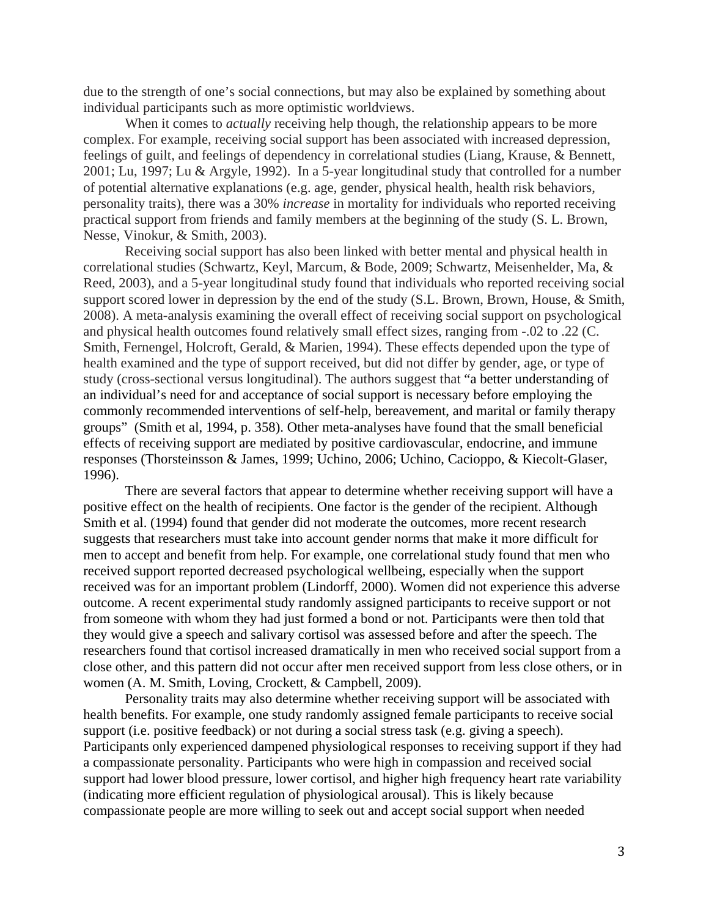due to the strength of one's social connections, but may also be explained by something about individual participants such as more optimistic worldviews.

When it comes to *actually* receiving help though, the relationship appears to be more complex. For example, receiving social support has been associated with increased depression, feelings of guilt, and feelings of dependency in correlational studies (Liang, Krause, & Bennett, 2001; Lu, 1997; Lu & Argyle, 1992). In a 5-year longitudinal study that controlled for a number of potential alternative explanations (e.g. age, gender, physical health, health risk behaviors, personality traits), there was a 30% *increase* in mortality for individuals who reported receiving practical support from friends and family members at the beginning of the study (S. L. Brown, Nesse, Vinokur, & Smith, 2003).

Receiving social support has also been linked with better mental and physical health in correlational studies (Schwartz, Keyl, Marcum, & Bode, 2009; Schwartz, Meisenhelder, Ma, & Reed, 2003), and a 5-year longitudinal study found that individuals who reported receiving social support scored lower in depression by the end of the study (S.L. Brown, Brown, House, & Smith, 2008). A meta-analysis examining the overall effect of receiving social support on psychological and physical health outcomes found relatively small effect sizes, ranging from -.02 to .22 (C. Smith, Fernengel, Holcroft, Gerald, & Marien, 1994). These effects depended upon the type of health examined and the type of support received, but did not differ by gender, age, or type of study (cross-sectional versus longitudinal). The authors suggest that "a better understanding of an individual's need for and acceptance of social support is necessary before employing the commonly recommended interventions of self-help, bereavement, and marital or family therapy groups" (Smith et al, 1994, p. 358). Other meta-analyses have found that the small beneficial effects of receiving support are mediated by positive cardiovascular, endocrine, and immune responses (Thorsteinsson & James, 1999; Uchino, 2006; Uchino, Cacioppo, & Kiecolt-Glaser, 1996).

There are several factors that appear to determine whether receiving support will have a positive effect on the health of recipients. One factor is the gender of the recipient. Although Smith et al. (1994) found that gender did not moderate the outcomes, more recent research suggests that researchers must take into account gender norms that make it more difficult for men to accept and benefit from help. For example, one correlational study found that men who received support reported decreased psychological wellbeing, especially when the support received was for an important problem (Lindorff, 2000). Women did not experience this adverse outcome. A recent experimental study randomly assigned participants to receive support or not from someone with whom they had just formed a bond or not. Participants were then told that they would give a speech and salivary cortisol was assessed before and after the speech. The researchers found that cortisol increased dramatically in men who received social support from a close other, and this pattern did not occur after men received support from less close others, or in women (A. M. Smith, Loving, Crockett, & Campbell, 2009).

Personality traits may also determine whether receiving support will be associated with health benefits. For example, one study randomly assigned female participants to receive social support (i.e. positive feedback) or not during a social stress task (e.g. giving a speech). Participants only experienced dampened physiological responses to receiving support if they had a compassionate personality. Participants who were high in compassion and received social support had lower blood pressure, lower cortisol, and higher high frequency heart rate variability (indicating more efficient regulation of physiological arousal). This is likely because compassionate people are more willing to seek out and accept social support when needed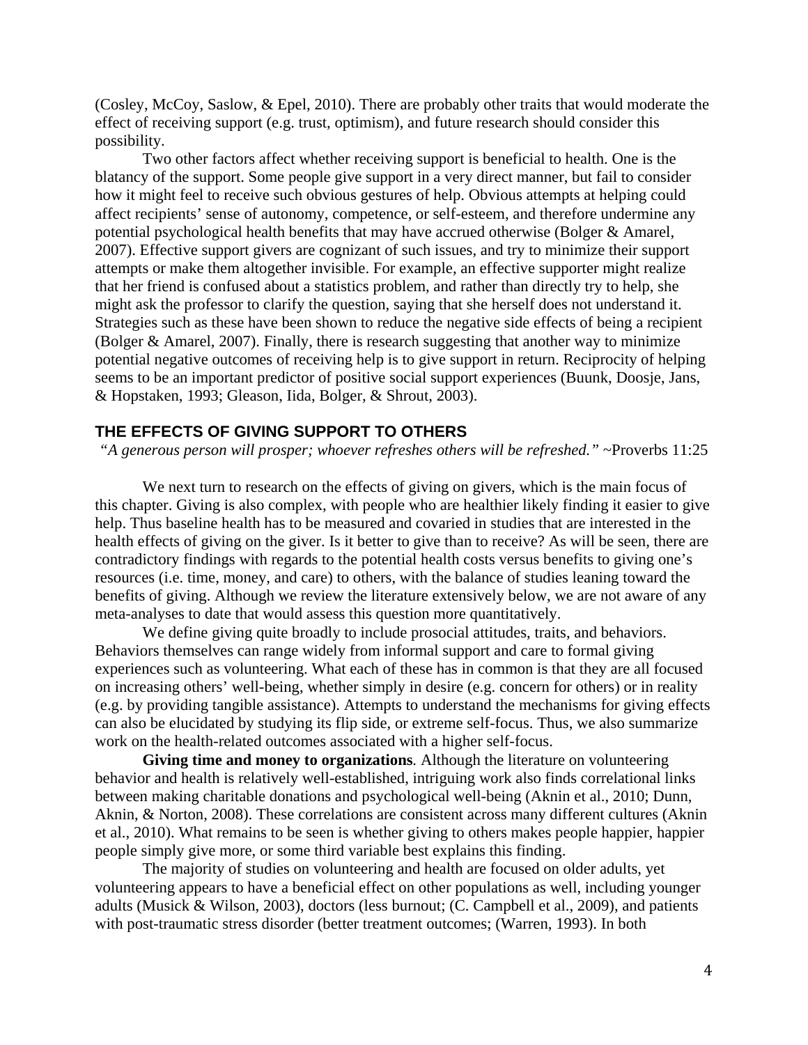(Cosley, McCoy, Saslow, & Epel, 2010). There are probably other traits that would moderate the effect of receiving support (e.g. trust, optimism), and future research should consider this possibility.

Two other factors affect whether receiving support is beneficial to health. One is the blatancy of the support. Some people give support in a very direct manner, but fail to consider how it might feel to receive such obvious gestures of help. Obvious attempts at helping could affect recipients' sense of autonomy, competence, or self-esteem, and therefore undermine any potential psychological health benefits that may have accrued otherwise (Bolger & Amarel, 2007). Effective support givers are cognizant of such issues, and try to minimize their support attempts or make them altogether invisible. For example, an effective supporter might realize that her friend is confused about a statistics problem, and rather than directly try to help, she might ask the professor to clarify the question, saying that she herself does not understand it. Strategies such as these have been shown to reduce the negative side effects of being a recipient (Bolger & Amarel, 2007). Finally, there is research suggesting that another way to minimize potential negative outcomes of receiving help is to give support in return. Reciprocity of helping seems to be an important predictor of positive social support experiences (Buunk, Doosje, Jans, & Hopstaken, 1993; Gleason, Iida, Bolger, & Shrout, 2003).

## THE EFFECTS OF GIVING SUPPORT TO OTHERS

*"A generous person will prosper; whoever refreshes others will be refreshed."* ~Proverbs 11:25

We next turn to research on the effects of giving on givers, which is the main focus of this chapter. Giving is also complex, with people who are healthier likely finding it easier to give help. Thus baseline health has to be measured and covaried in studies that are interested in the health effects of giving on the giver. Is it better to give than to receive? As will be seen, there are contradictory findings with regards to the potential health costs versus benefits to giving one's resources (i.e. time, money, and care) to others, with the balance of studies leaning toward the benefits of giving. Although we review the literature extensively below, we are not aware of any meta-analyses to date that would assess this question more quantitatively.

We define giving quite broadly to include prosocial attitudes, traits, and behaviors. Behaviors themselves can range widely from informal support and care to formal giving experiences such as volunteering. What each of these has in common is that they are all focused on increasing others' well-being, whether simply in desire (e.g. concern for others) or in reality (e.g. by providing tangible assistance). Attempts to understand the mechanisms for giving effects can also be elucidated by studying its flip side, or extreme self-focus. Thus, we also summarize work on the health-related outcomes associated with a higher self-focus.

**Giving time and money to organizations***.* Although the literature on volunteering behavior and health is relatively well-established, intriguing work also finds correlational links between making charitable donations and psychological well-being (Aknin et al., 2010; Dunn, Aknin, & Norton, 2008). These correlations are consistent across many different cultures (Aknin et al., 2010). What remains to be seen is whether giving to others makes people happier, happier people simply give more, or some third variable best explains this finding.

The majority of studies on volunteering and health are focused on older adults, yet volunteering appears to have a beneficial effect on other populations as well, including younger adults (Musick & Wilson, 2003), doctors (less burnout; (C. Campbell et al., 2009), and patients with post-traumatic stress disorder (better treatment outcomes; (Warren, 1993). In both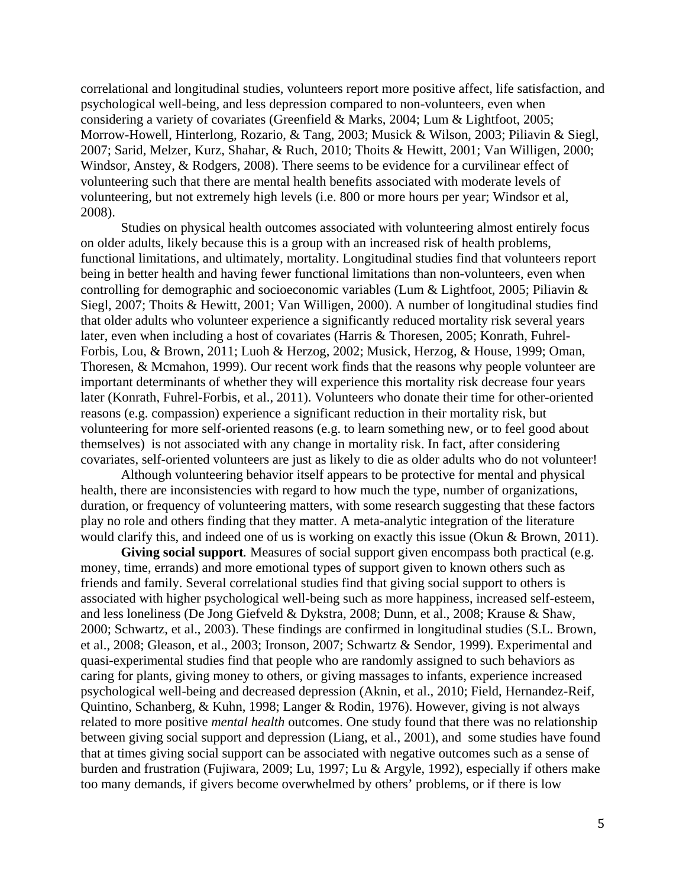correlational and longitudinal studies, volunteers report more positive affect, life satisfaction, and psychological well-being, and less depression compared to non-volunteers, even when considering a variety of covariates (Greenfield & Marks, 2004; Lum & Lightfoot, 2005; Morrow-Howell, Hinterlong, Rozario, & Tang, 2003; Musick & Wilson, 2003; Piliavin & Siegl, 2007; Sarid, Melzer, Kurz, Shahar, & Ruch, 2010; Thoits & Hewitt, 2001; Van Willigen, 2000; Windsor, Anstey, & Rodgers, 2008). There seems to be evidence for a curvilinear effect of volunteering such that there are mental health benefits associated with moderate levels of volunteering, but not extremely high levels (i.e. 800 or more hours per year; Windsor et al, 2008).

Studies on physical health outcomes associated with volunteering almost entirely focus on older adults, likely because this is a group with an increased risk of health problems, functional limitations, and ultimately, mortality. Longitudinal studies find that volunteers report being in better health and having fewer functional limitations than non-volunteers, even when controlling for demographic and socioeconomic variables (Lum & Lightfoot, 2005; Piliavin & Siegl, 2007; Thoits & Hewitt, 2001; Van Willigen, 2000). A number of longitudinal studies find that older adults who volunteer experience a significantly reduced mortality risk several years later, even when including a host of covariates (Harris & Thoresen, 2005; Konrath, Fuhrel-Forbis, Lou, & Brown, 2011; Luoh & Herzog, 2002; Musick, Herzog, & House, 1999; Oman, Thoresen, & Mcmahon, 1999). Our recent work finds that the reasons why people volunteer are important determinants of whether they will experience this mortality risk decrease four years later (Konrath, Fuhrel-Forbis, et al., 2011). Volunteers who donate their time for other-oriented reasons (e.g. compassion) experience a significant reduction in their mortality risk, but volunteering for more self-oriented reasons (e.g. to learn something new, or to feel good about themselves) is not associated with any change in mortality risk. In fact, after considering covariates, self-oriented volunteers are just as likely to die as older adults who do not volunteer!

Although volunteering behavior itself appears to be protective for mental and physical health, there are inconsistencies with regard to how much the type, number of organizations, duration, or frequency of volunteering matters, with some research suggesting that these factors play no role and others finding that they matter. A meta-analytic integration of the literature would clarify this, and indeed one of us is working on exactly this issue (Okun & Brown, 2011).

**Giving social support**. Measures of social support given encompass both practical (e.g. money, time, errands) and more emotional types of support given to known others such as friends and family. Several correlational studies find that giving social support to others is associated with higher psychological well-being such as more happiness, increased self-esteem, and less loneliness (De Jong Giefveld & Dykstra, 2008; Dunn, et al., 2008; Krause & Shaw, 2000; Schwartz, et al., 2003). These findings are confirmed in longitudinal studies (S.L. Brown, et al., 2008; Gleason, et al., 2003; Ironson, 2007; Schwartz & Sendor, 1999). Experimental and quasi-experimental studies find that people who are randomly assigned to such behaviors as caring for plants, giving money to others, or giving massages to infants, experience increased psychological well-being and decreased depression (Aknin, et al., 2010; Field, Hernandez-Reif, Quintino, Schanberg, & Kuhn, 1998; Langer & Rodin, 1976). However, giving is not always related to more positive *mental health* outcomes. One study found that there was no relationship between giving social support and depression (Liang, et al., 2001), and some studies have found that at times giving social support can be associated with negative outcomes such as a sense of burden and frustration (Fujiwara, 2009; Lu, 1997; Lu & Argyle, 1992), especially if others make too many demands, if givers become overwhelmed by others' problems, or if there is low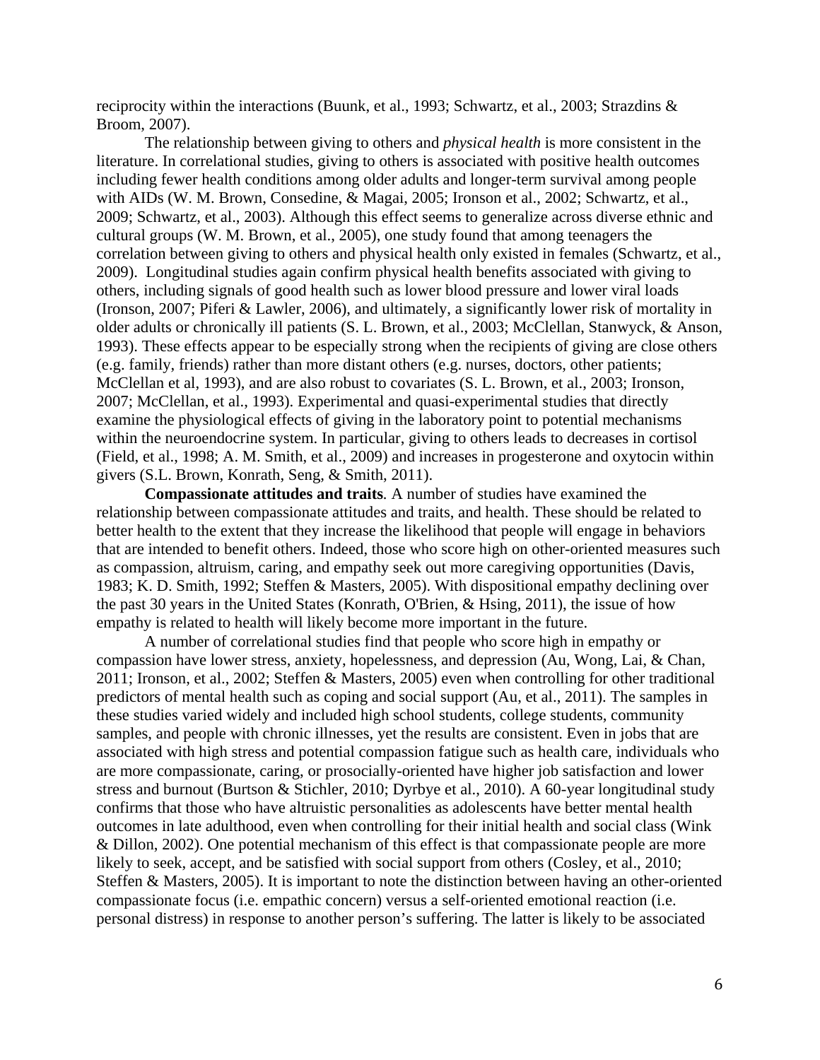reciprocity within the interactions (Buunk, et al., 1993; Schwartz, et al., 2003; Strazdins & Broom, 2007).

The relationship between giving to others and *physical health* is more consistent in the literature. In correlational studies, giving to others is associated with positive health outcomes including fewer health conditions among older adults and longer-term survival among people with AIDs (W. M. Brown, Consedine, & Magai, 2005; Ironson et al., 2002; Schwartz, et al., 2009; Schwartz, et al., 2003). Although this effect seems to generalize across diverse ethnic and cultural groups (W. M. Brown, et al., 2005), one study found that among teenagers the correlation between giving to others and physical health only existed in females (Schwartz, et al., 2009). Longitudinal studies again confirm physical health benefits associated with giving to others, including signals of good health such as lower blood pressure and lower viral loads (Ironson, 2007; Piferi & Lawler, 2006), and ultimately, a significantly lower risk of mortality in older adults or chronically ill patients (S. L. Brown, et al., 2003; McClellan, Stanwyck, & Anson, 1993). These effects appear to be especially strong when the recipients of giving are close others (e.g. family, friends) rather than more distant others (e.g. nurses, doctors, other patients; McClellan et al, 1993), and are also robust to covariates (S. L. Brown, et al., 2003; Ironson, 2007; McClellan, et al., 1993). Experimental and quasi-experimental studies that directly examine the physiological effects of giving in the laboratory point to potential mechanisms within the neuroendocrine system. In particular, giving to others leads to decreases in cortisol (Field, et al., 1998; A. M. Smith, et al., 2009) and increases in progesterone and oxytocin within givers (S.L. Brown, Konrath, Seng, & Smith, 2011).

**Compassionate attitudes and traits**. A number of studies have examined the relationship between compassionate attitudes and traits, and health. These should be related to better health to the extent that they increase the likelihood that people will engage in behaviors that are intended to benefit others. Indeed, those who score high on other-oriented measures such as compassion, altruism, caring, and empathy seek out more caregiving opportunities (Davis, 1983; K. D. Smith, 1992; Steffen & Masters, 2005). With dispositional empathy declining over the past 30 years in the United States (Konrath, O'Brien, & Hsing, 2011), the issue of how empathy is related to health will likely become more important in the future.

A number of correlational studies find that people who score high in empathy or compassion have lower stress, anxiety, hopelessness, and depression (Au, Wong, Lai, & Chan, 2011; Ironson, et al., 2002; Steffen & Masters, 2005) even when controlling for other traditional predictors of mental health such as coping and social support (Au, et al., 2011). The samples in these studies varied widely and included high school students, college students, community samples, and people with chronic illnesses, yet the results are consistent. Even in jobs that are associated with high stress and potential compassion fatigue such as health care, individuals who are more compassionate, caring, or prosocially-oriented have higher job satisfaction and lower stress and burnout (Burtson & Stichler, 2010; Dyrbye et al., 2010). A 60-year longitudinal study confirms that those who have altruistic personalities as adolescents have better mental health outcomes in late adulthood, even when controlling for their initial health and social class (Wink & Dillon, 2002). One potential mechanism of this effect is that compassionate people are more likely to seek, accept, and be satisfied with social support from others (Cosley, et al., 2010; Steffen & Masters, 2005). It is important to note the distinction between having an other-oriented compassionate focus (i.e. empathic concern) versus a self-oriented emotional reaction (i.e. personal distress) in response to another person's suffering. The latter is likely to be associated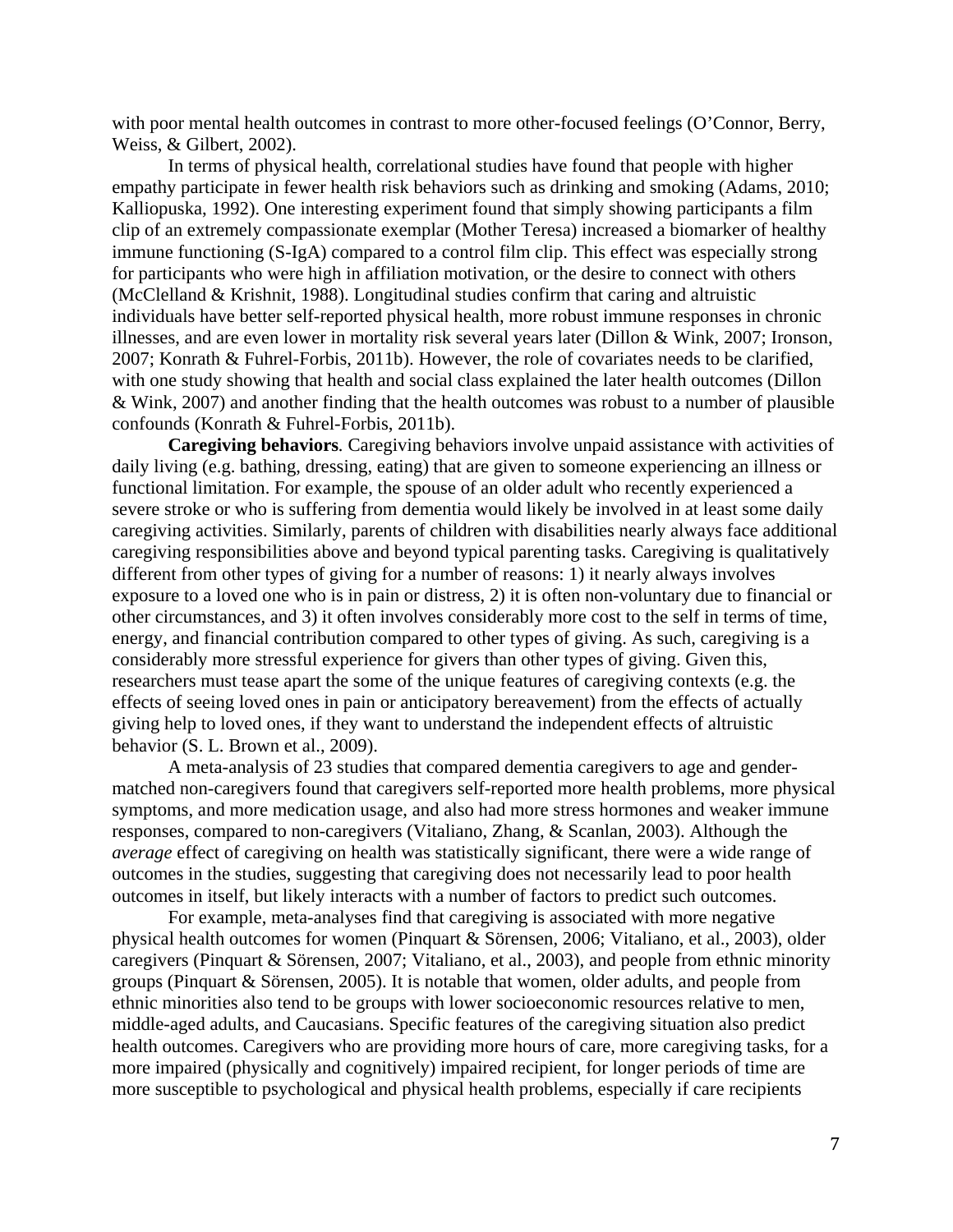with poor mental health outcomes in contrast to more other-focused feelings (O'Connor, Berry, Weiss, & Gilbert, 2002).

In terms of physical health, correlational studies have found that people with higher empathy participate in fewer health risk behaviors such as drinking and smoking (Adams, 2010; Kalliopuska, 1992). One interesting experiment found that simply showing participants a film clip of an extremely compassionate exemplar (Mother Teresa) increased a biomarker of healthy immune functioning (S-IgA) compared to a control film clip. This effect was especially strong for participants who were high in affiliation motivation, or the desire to connect with others (McClelland & Krishnit, 1988). Longitudinal studies confirm that caring and altruistic individuals have better self-reported physical health, more robust immune responses in chronic illnesses, and are even lower in mortality risk several years later (Dillon & Wink, 2007; Ironson, 2007; Konrath & Fuhrel-Forbis, 2011b). However, the role of covariates needs to be clarified, with one study showing that health and social class explained the later health outcomes (Dillon & Wink, 2007) and another finding that the health outcomes was robust to a number of plausible confounds (Konrath & Fuhrel-Forbis, 2011b).

**Caregiving behaviors***.* Caregiving behaviors involve unpaid assistance with activities of daily living (e.g. bathing, dressing, eating) that are given to someone experiencing an illness or functional limitation. For example, the spouse of an older adult who recently experienced a severe stroke or who is suffering from dementia would likely be involved in at least some daily caregiving activities. Similarly, parents of children with disabilities nearly always face additional caregiving responsibilities above and beyond typical parenting tasks. Caregiving is qualitatively different from other types of giving for a number of reasons: 1) it nearly always involves exposure to a loved one who is in pain or distress, 2) it is often non-voluntary due to financial or other circumstances, and 3) it often involves considerably more cost to the self in terms of time, energy, and financial contribution compared to other types of giving. As such, caregiving is a considerably more stressful experience for givers than other types of giving. Given this, researchers must tease apart the some of the unique features of caregiving contexts (e.g. the effects of seeing loved ones in pain or anticipatory bereavement) from the effects of actually giving help to loved ones, if they want to understand the independent effects of altruistic behavior (S. L. Brown et al., 2009).

A meta-analysis of 23 studies that compared dementia caregivers to age and gender-matched non-caregivers found that caregivers self-reported more health problems, more physical symptoms, and more medication usage, and also had more stress hormones and weaker immune responses, compared to non-caregivers (Vitaliano, Zhang, & Scanlan, 2003). Although the *average* effect of caregiving on health was statistically significant, there were a wide range of outcomes in the studies, suggesting that caregiving does not necessarily lead to poor health outcomes in itself, but likely interacts with a number of factors to predict such outcomes.

For example, meta-analyses find that caregiving is associated with more negative physical health outcomes for women (Pinquart & Sörensen, 2006; Vitaliano, et al., 2003), older caregivers (Pinquart & Sörensen, 2007; Vitaliano, et al., 2003), and people from ethnic minority groups (Pinquart & Sörensen, 2005). It is notable that women, older adults, and people from ethnic minorities also tend to be groups with lower socioeconomic resources relative to men, middle-aged adults, and Caucasians. Specific features of the caregiving situation also predict health outcomes. Caregivers who are providing more hours of care, more caregiving tasks, for a more impaired (physically and cognitively) impaired recipient, for longer periods of time are more susceptible to psychological and physical health problems, especially if care recipients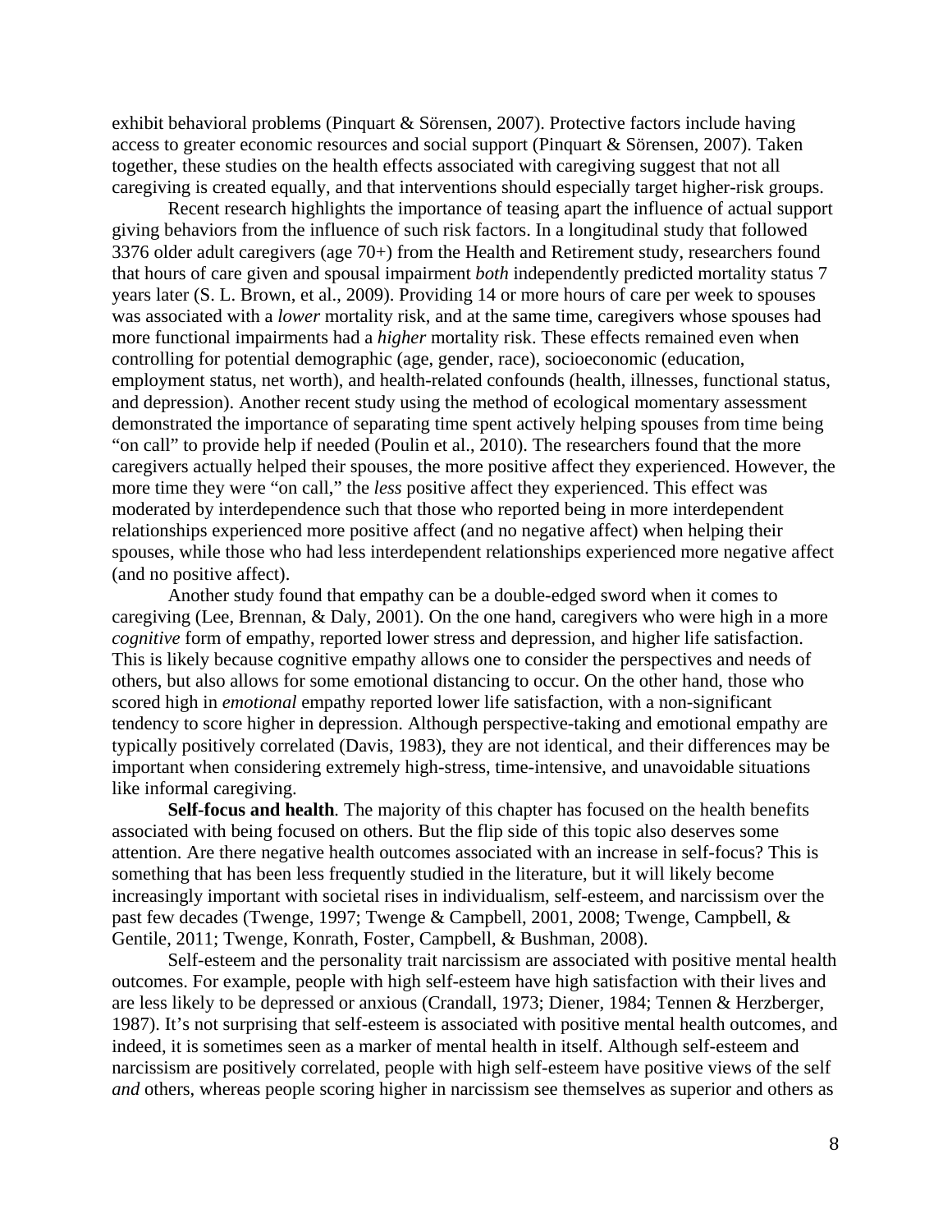exhibit behavioral problems (Pinquart & Sörensen, 2007). Protective factors include having access to greater economic resources and social support (Pinquart & Sörensen, 2007). Taken together, these studies on the health effects associated with caregiving suggest that not all caregiving is created equally, and that interventions should especially target higher-risk groups.

Recent research highlights the importance of teasing apart the influence of actual support giving behaviors from the influence of such risk factors. In a longitudinal study that followed 3376 older adult caregivers (age 70+) from the Health and Retirement study, researchers found that hours of care given and spousal impairment *both* independently predicted mortality status 7 years later (S. L. Brown, et al., 2009). Providing 14 or more hours of care per week to spouses was associated with a *lower* mortality risk, and at the same time, caregivers whose spouses had more functional impairments had a *higher* mortality risk. These effects remained even when controlling for potential demographic (age, gender, race), socioeconomic (education, employment status, net worth), and health-related confounds (health, illnesses, functional status, and depression). Another recent study using the method of ecological momentary assessment demonstrated the importance of separating time spent actively helping spouses from time being "on call" to provide help if needed (Poulin et al., 2010). The researchers found that the more caregivers actually helped their spouses, the more positive affect they experienced. However, the more time they were "on call," the *less* positive affect they experienced. This effect was moderated by interdependence such that those who reported being in more interdependent relationships experienced more positive affect (and no negative affect) when helping their spouses, while those who had less interdependent relationships experienced more negative affect (and no positive affect).

Another study found that empathy can be a double-edged sword when it comes to caregiving (Lee, Brennan, & Daly, 2001). On the one hand, caregivers who were high in a more *cognitive* form of empathy, reported lower stress and depression, and higher life satisfaction. This is likely because cognitive empathy allows one to consider the perspectives and needs of others, but also allows for some emotional distancing to occur. On the other hand, those who scored high in *emotional* empathy reported lower life satisfaction, with a non-significant tendency to score higher in depression. Although perspective-taking and emotional empathy are typically positively correlated (Davis, 1983), they are not identical, and their differences may be important when considering extremely high-stress, time-intensive, and unavoidable situations like informal caregiving.

**Self-focus and health***.* The majority of this chapter has focused on the health benefits associated with being focused on others. But the flip side of this topic also deserves some attention. Are there negative health outcomes associated with an increase in self-focus? This is something that has been less frequently studied in the literature, but it will likely become increasingly important with societal rises in individualism, self-esteem, and narcissism over the past few decades (Twenge, 1997; Twenge & Campbell, 2001, 2008; Twenge, Campbell, & Gentile, 2011; Twenge, Konrath, Foster, Campbell, & Bushman, 2008).

Self-esteem and the personality trait narcissism are associated with positive mental health outcomes. For example, people with high self-esteem have high satisfaction with their lives and are less likely to be depressed or anxious (Crandall, 1973; Diener, 1984; Tennen & Herzberger, 1987). It's not surprising that self-esteem is associated with positive mental health outcomes, and indeed, it is sometimes seen as a marker of mental health in itself. Although self-esteem and narcissism are positively correlated, people with high self-esteem have positive views of the self *and* others, whereas people scoring higher in narcissism see themselves as superior and others as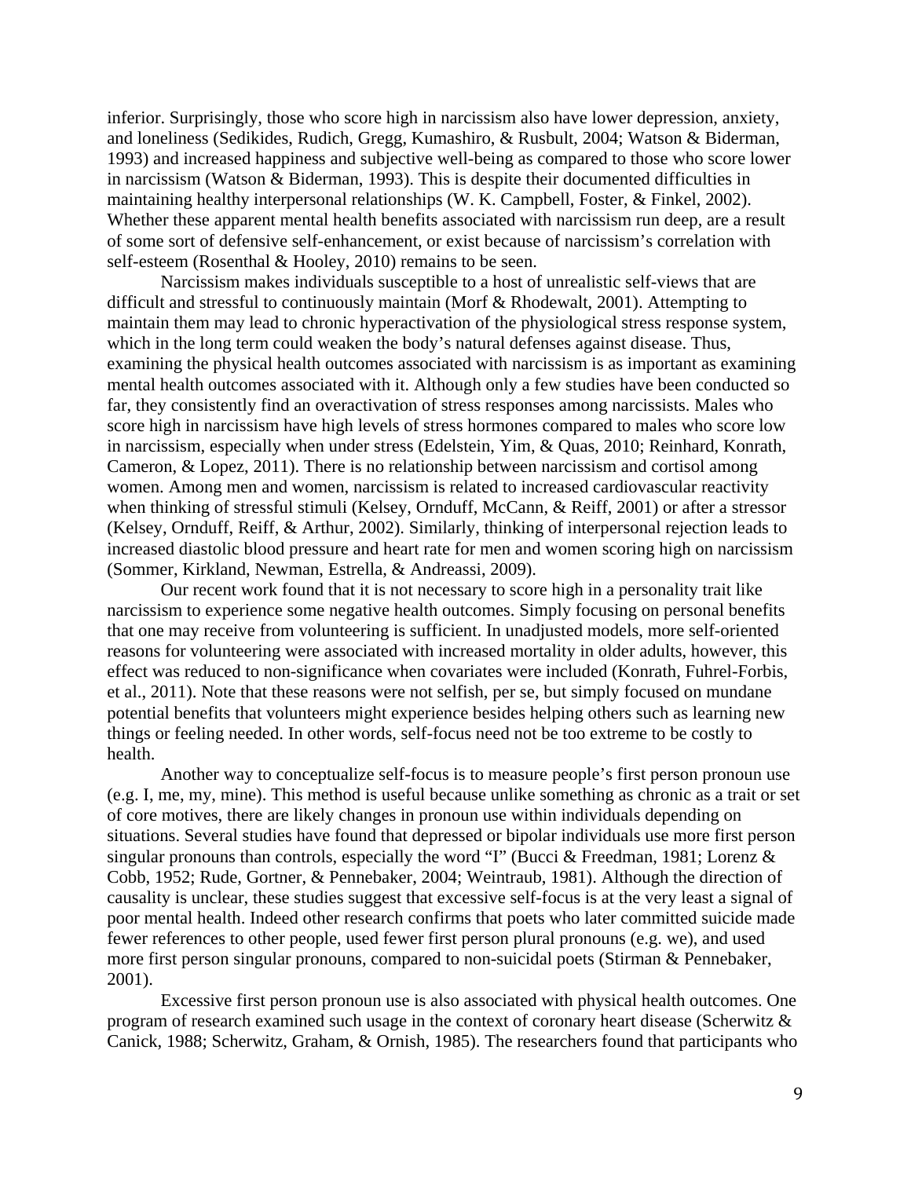inferior. Surprisingly, those who score high in narcissism also have lower depression, anxiety, and loneliness (Sedikides, Rudich, Gregg, Kumashiro, & Rusbult, 2004; Watson & Biderman, 1993) and increased happiness and subjective well-being as compared to those who score lower in narcissism (Watson & Biderman, 1993). This is despite their documented difficulties in maintaining healthy interpersonal relationships (W. K. Campbell, Foster, & Finkel, 2002). Whether these apparent mental health benefits associated with narcissism run deep, are a result of some sort of defensive self-enhancement, or exist because of narcissism's correlation with self-esteem (Rosenthal & Hooley, 2010) remains to be seen.

Narcissism makes individuals susceptible to a host of unrealistic self-views that are difficult and stressful to continuously maintain (Morf & Rhodewalt, 2001). Attempting to maintain them may lead to chronic hyperactivation of the physiological stress response system, which in the long term could weaken the body's natural defenses against disease. Thus, examining the physical health outcomes associated with narcissism is as important as examining mental health outcomes associated with it. Although only a few studies have been conducted so far, they consistently find an overactivation of stress responses among narcissists. Males who score high in narcissism have high levels of stress hormones compared to males who score low in narcissism, especially when under stress (Edelstein, Yim, & Quas, 2010; Reinhard, Konrath, Cameron, & Lopez, 2011). There is no relationship between narcissism and cortisol among women. Among men and women, narcissism is related to increased cardiovascular reactivity when thinking of stressful stimuli (Kelsey, Ornduff, McCann, & Reiff, 2001) or after a stressor (Kelsey, Ornduff, Reiff, & Arthur, 2002). Similarly, thinking of interpersonal rejection leads to increased diastolic blood pressure and heart rate for men and women scoring high on narcissism (Sommer, Kirkland, Newman, Estrella, & Andreassi, 2009).

Our recent work found that it is not necessary to score high in a personality trait like narcissism to experience some negative health outcomes. Simply focusing on personal benefits that one may receive from volunteering is sufficient. In unadjusted models, more self-oriented reasons for volunteering were associated with increased mortality in older adults, however, this effect was reduced to non-significance when covariates were included (Konrath, Fuhrel-Forbis, et al., 2011). Note that these reasons were not selfish, per se, but simply focused on mundane potential benefits that volunteers might experience besides helping others such as learning new things or feeling needed. In other words, self-focus need not be too extreme to be costly to health.

Another way to conceptualize self-focus is to measure people's first person pronoun use (e.g. I, me, my, mine). This method is useful because unlike something as chronic as a trait or set of core motives, there are likely changes in pronoun use within individuals depending on situations. Several studies have found that depressed or bipolar individuals use more first person singular pronouns than controls, especially the word "I" (Bucci & Freedman, 1981; Lorenz & Cobb, 1952; Rude, Gortner, & Pennebaker, 2004; Weintraub, 1981). Although the direction of causality is unclear, these studies suggest that excessive self-focus is at the very least a signal of poor mental health. Indeed other research confirms that poets who later committed suicide made fewer references to other people, used fewer first person plural pronouns (e.g. we), and used more first person singular pronouns, compared to non-suicidal poets (Stirman & Pennebaker, 2001).

Excessive first person pronoun use is also associated with physical health outcomes. One program of research examined such usage in the context of coronary heart disease (Scherwitz & Canick, 1988; Scherwitz, Graham, & Ornish, 1985). The researchers found that participants who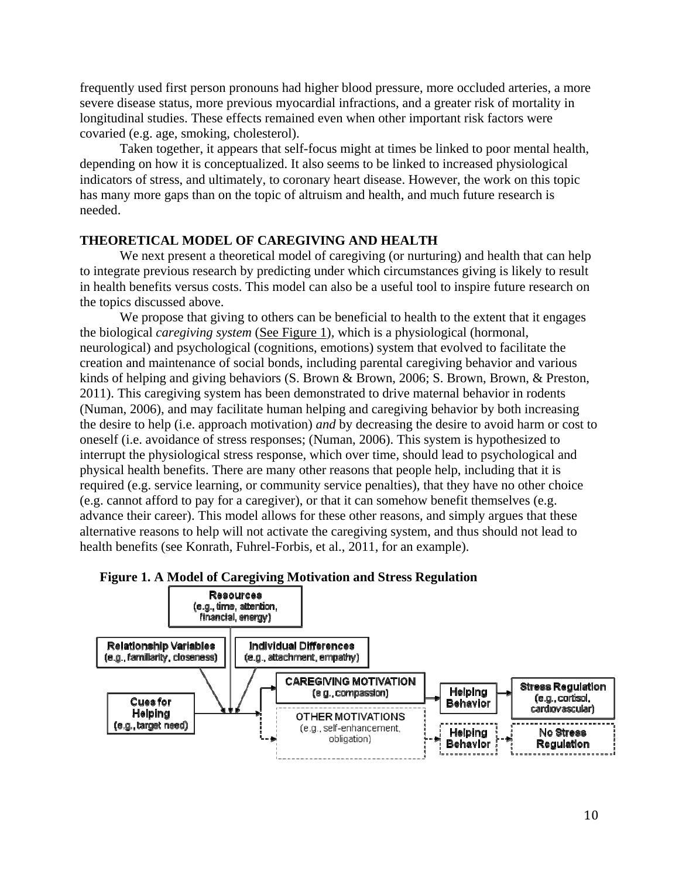frequently used first person pronouns had higher blood pressure, more occluded arteries, a more severe disease status, more previous myocardial infractions, and a greater risk of mortality in longitudinal studies. These effects remained even when other important risk factors were covaried (e.g. age, smoking, cholesterol).

Taken together, it appears that self-focus might at times be linked to poor mental health, depending on how it is conceptualized. It also seems to be linked to increased physiological indicators of stress, and ultimately, to coronary heart disease. However, the work on this topic has many more gaps than on the topic of altruism and health, and much future research is needed.

## THEORETICAL MODEL OF CAREGIVING AND HEALTH

We next present a theoretical model of caregiving (or nurturing) and health that can help to integrate previous research by predicting under which circumstances giving is likely to result in health benefits versus costs. This model can also be a useful tool to inspire future research on the topics discussed above.

We propose that giving to others can be beneficial to health to the extent that it engages the biological *caregiving system* (See Figure 1), which is a physiological (hormonal, neurological) and psychological (cognitions, emotions) system that evolved to facilitate the creation and maintenance of social bonds, including parental caregiving behavior and various kinds of helping and giving behaviors (S. Brown & Brown, 2006; S. Brown, Brown, & Preston, 2011). This caregiving system has been demonstrated to drive maternal behavior in rodents (Numan, 2006), and may facilitate human helping and caregiving behavior by both increasing the desire to help (i.e. approach motivation) *and* by decreasing the desire to avoid harm or cost to oneself (i.e. avoidance of stress responses; (Numan, 2006). This system is hypothesized to interrupt the physiological stress response, which over time, should lead to psychological and physical health benefits. There are many other reasons that people help, including that it is required (e.g. service learning, or community service penalties), that they have no other choice (e.g. cannot afford to pay for a caregiver), or that it can somehow benefit themselves (e.g. advance their career). This model allows for these other reasons, and simply argues that these alternative reasons to help will not activate the caregiving system, and thus should not lead to health benefits (see Konrath, Fuhrel-Forbis, et al., 2011, for an example).

**Figure 1. A Model of Caregiving Motivation and Stress Regulation**

Resources (e.g., time, attention, financial, energy)

Relationship Variables (e.g., familiarity, closeness)

Individual Differences (e.g., attachment, empathy)

Cues for Helping (e.g., target need)

CAREGIVING MOTIVATION (e.g., compassion) → Helping Behavior → Stress Regulation (e.g., cortisol, cardiovascular)

OTHER MOTIVATIONS (e.g., self-enhancement, obligation) → Helping Behavior → No Stress Regulation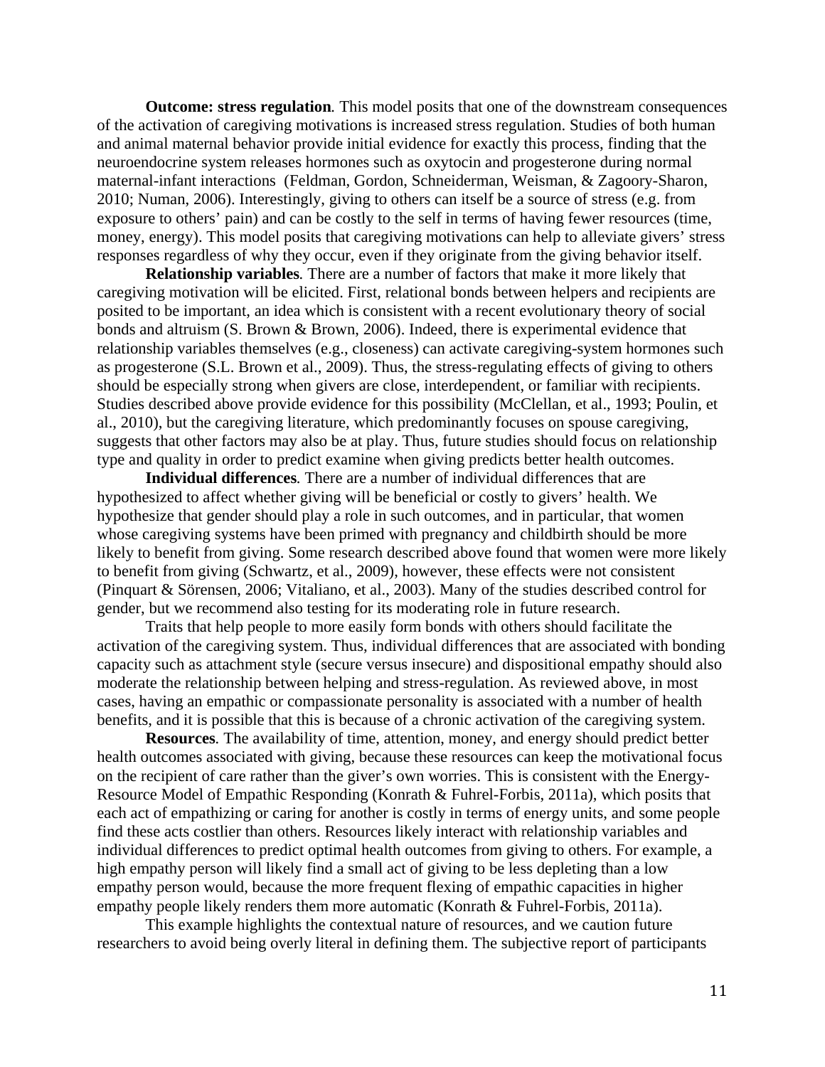**Outcome: stress regulation***.* This model posits that one of the downstream consequences of the activation of caregiving motivations is increased stress regulation. Studies of both human and animal maternal behavior provide initial evidence for exactly this process, finding that the neuroendocrine system releases hormones such as oxytocin and progesterone during normal maternal-infant interactions (Feldman, Gordon, Schneiderman, Weisman, & Zagoory-Sharon, 2010; Numan, 2006). Interestingly, giving to others can itself be a source of stress (e.g. from exposure to others' pain) and can be costly to the self in terms of having fewer resources (time, money, energy). This model posits that caregiving motivations can help to alleviate givers' stress responses regardless of why they occur, even if they originate from the giving behavior itself.

**Relationship variables***.* There are a number of factors that make it more likely that caregiving motivation will be elicited. First, relational bonds between helpers and recipients are posited to be important, an idea which is consistent with a recent evolutionary theory of social bonds and altruism (S. Brown & Brown, 2006). Indeed, there is experimental evidence that relationship variables themselves (e.g., closeness) can activate caregiving-system hormones such as progesterone (S.L. Brown et al., 2009). Thus, the stress-regulating effects of giving to others should be especially strong when givers are close, interdependent, or familiar with recipients. Studies described above provide evidence for this possibility (McClellan, et al., 1993; Poulin, et al., 2010), but the caregiving literature, which predominantly focuses on spouse caregiving, suggests that other factors may also be at play. Thus, future studies should focus on relationship type and quality in order to predict examine when giving predicts better health outcomes.

**Individual differences***.* There are a number of individual differences that are hypothesized to affect whether giving will be beneficial or costly to givers' health. We hypothesize that gender should play a role in such outcomes, and in particular, that women whose caregiving systems have been primed with pregnancy and childbirth should be more likely to benefit from giving. Some research described above found that women were more likely to benefit from giving (Schwartz, et al., 2009), however, these effects were not consistent (Pinquart & Sörensen, 2006; Vitaliano, et al., 2003). Many of the studies described control for gender, but we recommend also testing for its moderating role in future research.

Traits that help people to more easily form bonds with others should facilitate the activation of the caregiving system. Thus, individual differences that are associated with bonding capacity such as attachment style (secure versus insecure) and dispositional empathy should also moderate the relationship between helping and stress-regulation. As reviewed above, in most cases, having an empathic or compassionate personality is associated with a number of health benefits, and it is possible that this is because of a chronic activation of the caregiving system.

**Resources**. The availability of time, attention, money, and energy should predict better health outcomes associated with giving, because these resources can keep the motivational focus on the recipient of care rather than the giver's own worries. This is consistent with the Energy-Resource Model of Empathic Responding (Konrath & Fuhrel-Forbis, 2011a), which posits that each act of empathizing or caring for another is costly in terms of energy units, and some people find these acts costlier than others. Resources likely interact with relationship variables and individual differences to predict optimal health outcomes from giving to others. For example, a high empathy person will likely find a small act of giving to be less depleting than a low empathy person would, because the more frequent flexing of empathic capacities in higher empathy people likely renders them more automatic (Konrath & Fuhrel-Forbis, 2011a).

This example highlights the contextual nature of resources, and we caution future researchers to avoid being overly literal in defining them. The subjective report of participants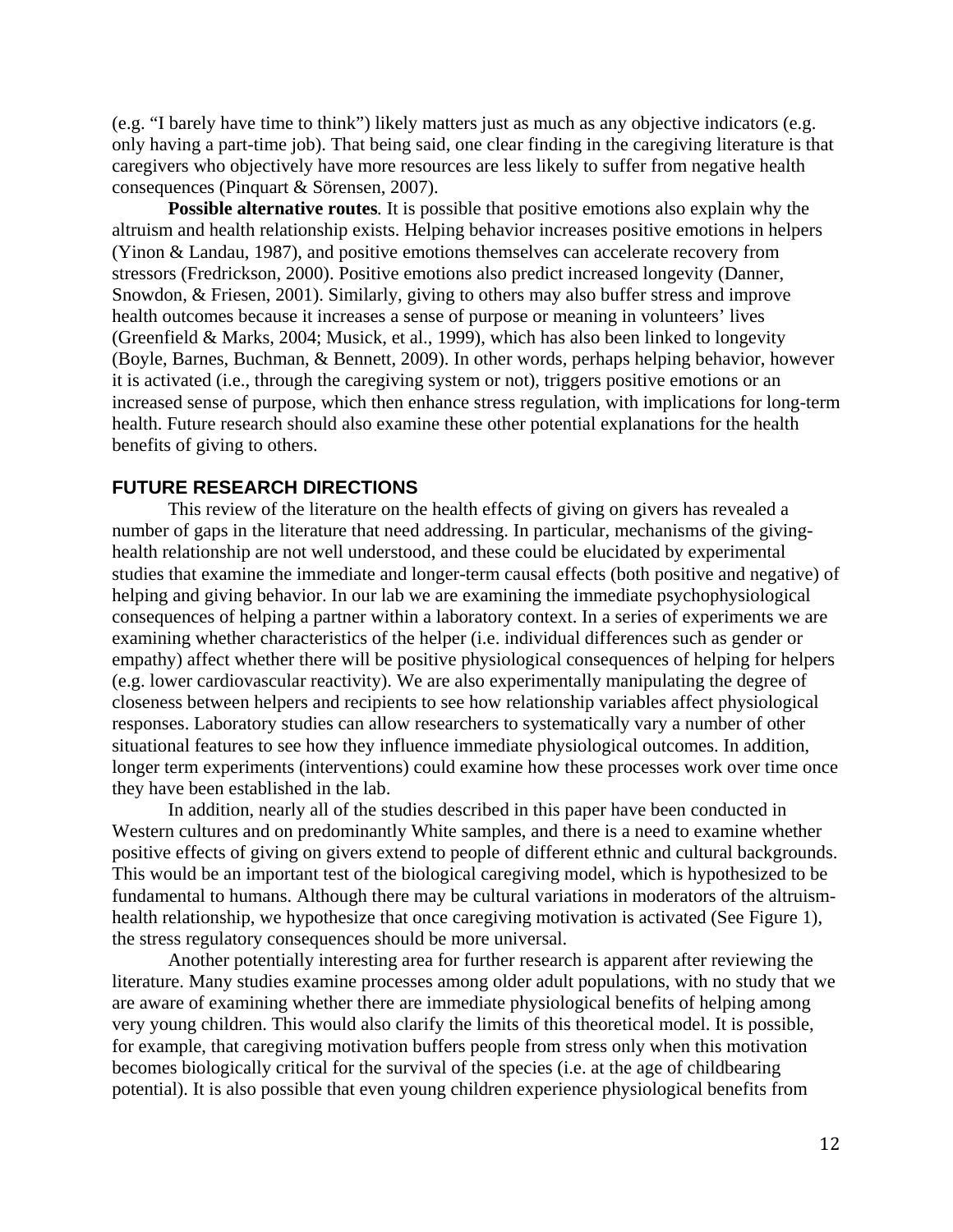(e.g. "I barely have time to think") likely matters just as much as any objective indicators (e.g. only having a part-time job). That being said, one clear finding in the caregiving literature is that caregivers who objectively have more resources are less likely to suffer from negative health consequences (Pinquart & Sörensen, 2007).

**Possible alternative routes**. It is possible that positive emotions also explain why the altruism and health relationship exists. Helping behavior increases positive emotions in helpers (Yinon & Landau, 1987), and positive emotions themselves can accelerate recovery from stressors (Fredrickson, 2000). Positive emotions also predict increased longevity (Danner, Snowdon, & Friesen, 2001). Similarly, giving to others may also buffer stress and improve health outcomes because it increases a sense of purpose or meaning in volunteers' lives (Greenfield & Marks, 2004; Musick, et al., 1999), which has also been linked to longevity (Boyle, Barnes, Buchman, & Bennett, 2009). In other words, perhaps helping behavior, however it is activated (i.e., through the caregiving system or not), triggers positive emotions or an increased sense of purpose, which then enhance stress regulation, with implications for long-term health. Future research should also examine these other potential explanations for the health benefits of giving to others.

## FUTURE RESEARCH DIRECTIONS

This review of the literature on the health effects of giving on givers has revealed a number of gaps in the literature that need addressing. In particular, mechanisms of the giving-health relationship are not well understood, and these could be elucidated by experimental studies that examine the immediate and longer-term causal effects (both positive and negative) of helping and giving behavior. In our lab we are examining the immediate psychophysiological consequences of helping a partner within a laboratory context. In a series of experiments we are examining whether characteristics of the helper (i.e. individual differences such as gender or empathy) affect whether there will be positive physiological consequences of helping for helpers (e.g. lower cardiovascular reactivity). We are also experimentally manipulating the degree of closeness between helpers and recipients to see how relationship variables affect physiological responses. Laboratory studies can allow researchers to systematically vary a number of other situational features to see how they influence immediate physiological outcomes. In addition, longer term experiments (interventions) could examine how these processes work over time once they have been established in the lab.

In addition, nearly all of the studies described in this paper have been conducted in Western cultures and on predominantly White samples, and there is a need to examine whether positive effects of giving on givers extend to people of different ethnic and cultural backgrounds. This would be an important test of the biological caregiving model, which is hypothesized to be fundamental to humans. Although there may be cultural variations in moderators of the altruism-health relationship, we hypothesize that once caregiving motivation is activated (See Figure 1), the stress regulatory consequences should be more universal.

Another potentially interesting area for further research is apparent after reviewing the literature. Many studies examine processes among older adult populations, with no study that we are aware of examining whether there are immediate physiological benefits of helping among very young children. This would also clarify the limits of this theoretical model. It is possible, for example, that caregiving motivation buffers people from stress only when this motivation becomes biologically critical for the survival of the species (i.e. at the age of childbearing potential). It is also possible that even young children experience physiological benefits from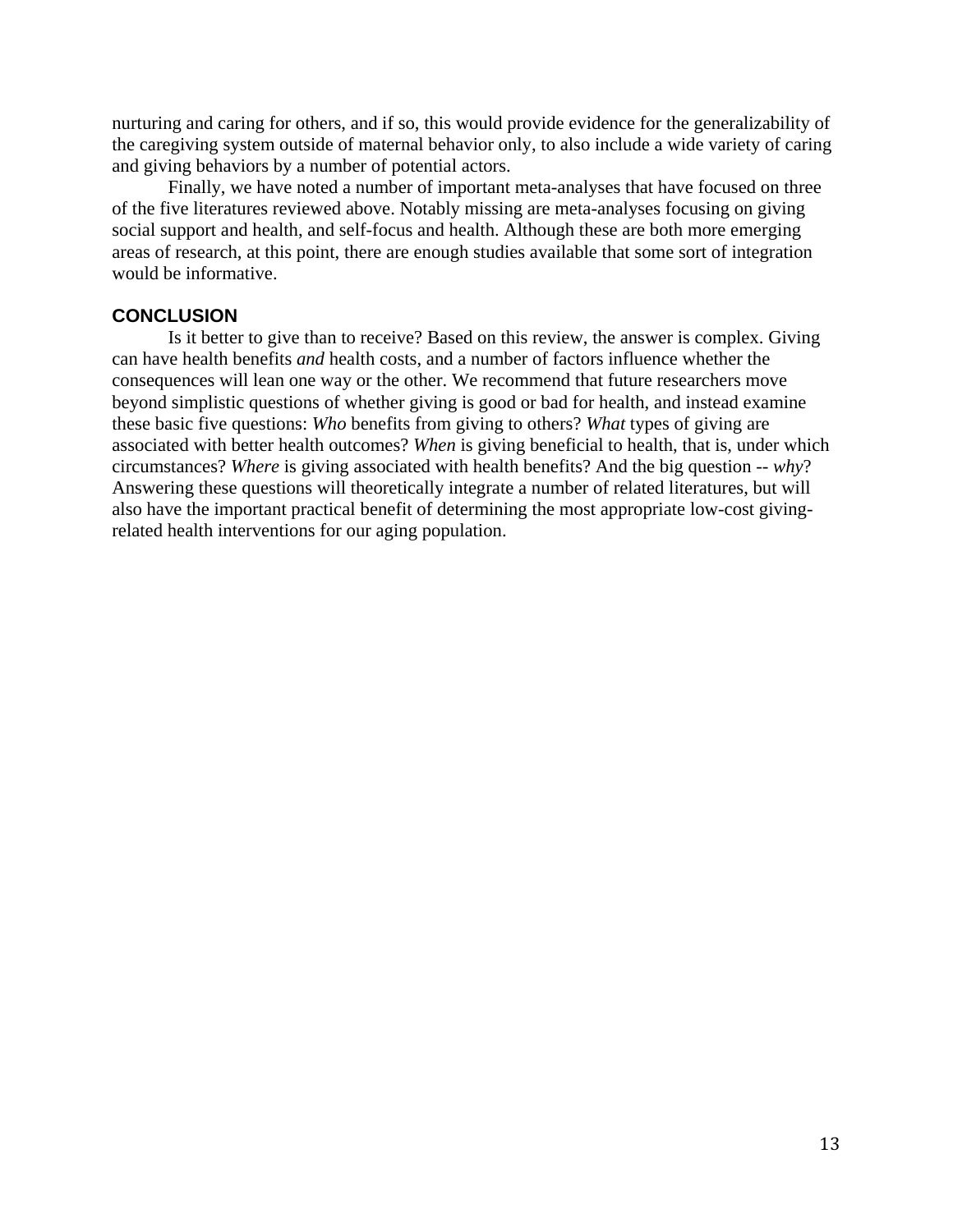nurturing and caring for others, and if so, this would provide evidence for the generalizability of the caregiving system outside of maternal behavior only, to also include a wide variety of caring and giving behaviors by a number of potential actors.

Finally, we have noted a number of important meta-analyses that have focused on three of the five literatures reviewed above. Notably missing are meta-analyses focusing on giving social support and health, and self-focus and health. Although these are both more emerging areas of research, at this point, there are enough studies available that some sort of integration would be informative.

## CONCLUSION

Is it better to give than to receive? Based on this review, the answer is complex. Giving can have health benefits *and* health costs, and a number of factors influence whether the consequences will lean one way or the other. We recommend that future researchers move beyond simplistic questions of whether giving is good or bad for health, and instead examine these basic five questions: *Who* benefits from giving to others? *What* types of giving are associated with better health outcomes? *When* is giving beneficial to health, that is, under which circumstances? *Where* is giving associated with health benefits? And the big question -- *why*? Answering these questions will theoretically integrate a number of related literatures, but will also have the important practical benefit of determining the most appropriate low-cost giving-related health interventions for our aging population.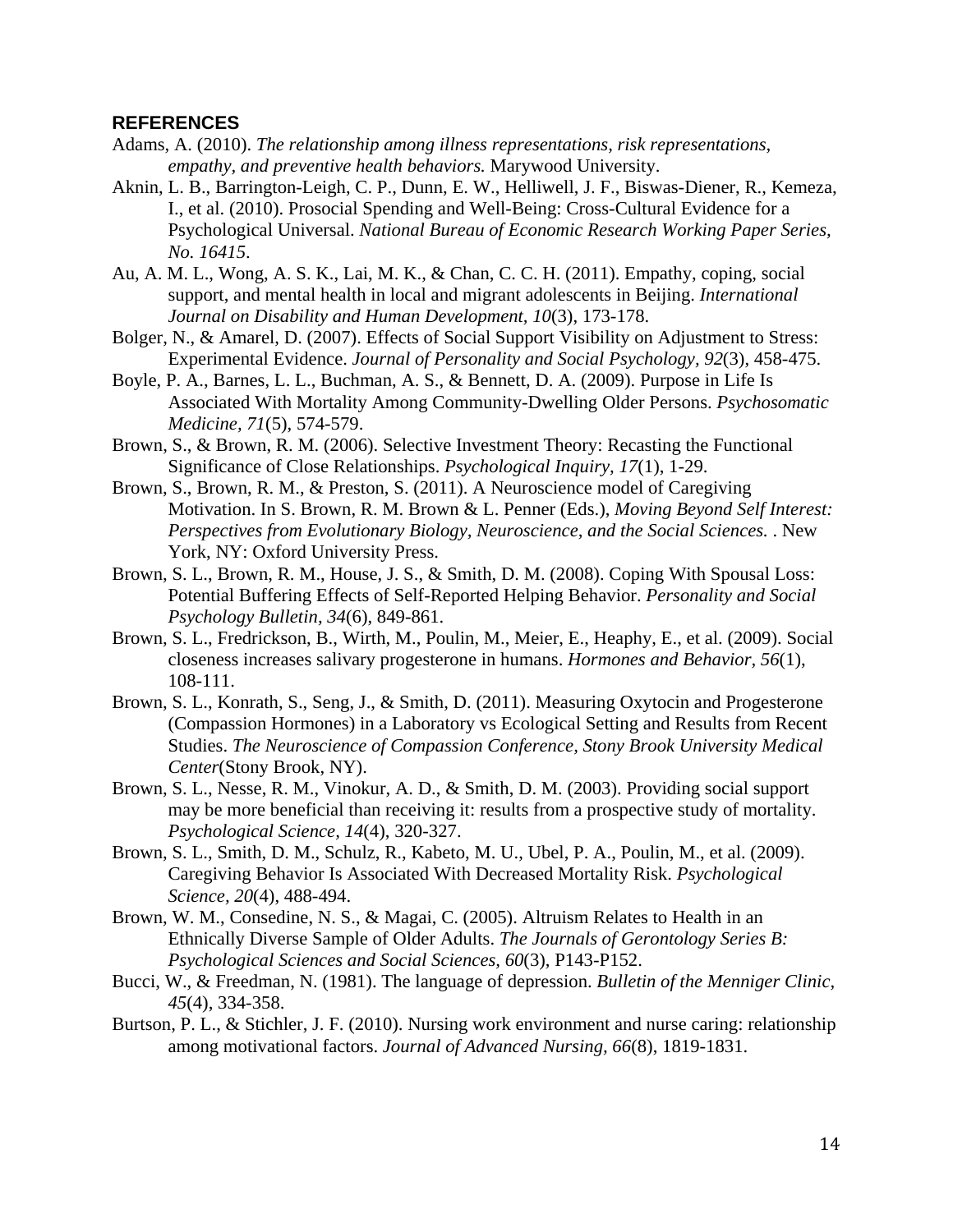## REFERENCES

Adams, A. (2010). *The relationship among illness representations, risk representations, empathy, and preventive health behaviors.* Marywood University.

Aknin, L. B., Barrington-Leigh, C. P., Dunn, E. W., Helliwell, J. F., Biswas-Diener, R., Kemeza, I., et al. (2010). Prosocial Spending and Well-Being: Cross-Cultural Evidence for a Psychological Universal. *National Bureau of Economic Research Working Paper Series, No. 16415*.

Au, A. M. L., Wong, A. S. K., Lai, M. K., & Chan, C. C. H. (2011). Empathy, coping, social support, and mental health in local and migrant adolescents in Beijing. *International Journal on Disability and Human Development, 10*(3), 173-178.

Bolger, N., & Amarel, D. (2007). Effects of Social Support Visibility on Adjustment to Stress: Experimental Evidence. *Journal of Personality and Social Psychology, 92*(3), 458-475.

Boyle, P. A., Barnes, L. L., Buchman, A. S., & Bennett, D. A. (2009). Purpose in Life Is Associated With Mortality Among Community-Dwelling Older Persons. *Psychosomatic Medicine, 71*(5), 574-579.

Brown, S., & Brown, R. M. (2006). Selective Investment Theory: Recasting the Functional Significance of Close Relationships. *Psychological Inquiry, 17*(1), 1-29.

Brown, S., Brown, R. M., & Preston, S. (2011). A Neuroscience model of Caregiving Motivation. In S. Brown, R. M. Brown & L. Penner (Eds.), *Moving Beyond Self Interest: Perspectives from Evolutionary Biology, Neuroscience, and the Social Sciences.* . New York, NY: Oxford University Press.

Brown, S. L., Brown, R. M., House, J. S., & Smith, D. M. (2008). Coping With Spousal Loss: Potential Buffering Effects of Self-Reported Helping Behavior. *Personality and Social Psychology Bulletin, 34*(6), 849-861.

Brown, S. L., Fredrickson, B., Wirth, M., Poulin, M., Meier, E., Heaphy, E., et al. (2009). Social closeness increases salivary progesterone in humans. *Hormones and Behavior, 56*(1), 108-111.

Brown, S. L., Konrath, S., Seng, J., & Smith, D. (2011). Measuring Oxytocin and Progesterone (Compassion Hormones) in a Laboratory vs Ecological Setting and Results from Recent Studies. *The Neuroscience of Compassion Conference, Stony Brook University Medical Center*(Stony Brook, NY).

Brown, S. L., Nesse, R. M., Vinokur, A. D., & Smith, D. M. (2003). Providing social support may be more beneficial than receiving it: results from a prospective study of mortality. *Psychological Science, 14*(4), 320-327.

Brown, S. L., Smith, D. M., Schulz, R., Kabeto, M. U., Ubel, P. A., Poulin, M., et al. (2009). Caregiving Behavior Is Associated With Decreased Mortality Risk. *Psychological Science, 20*(4), 488-494.

Brown, W. M., Consedine, N. S., & Magai, C. (2005). Altruism Relates to Health in an Ethnically Diverse Sample of Older Adults. *The Journals of Gerontology Series B: Psychological Sciences and Social Sciences, 60*(3), P143-P152.

Bucci, W., & Freedman, N. (1981). The language of depression. *Bulletin of the Menniger Clinic, 45*(4), 334-358.

Burtson, P. L., & Stichler, J. F. (2010). Nursing work environment and nurse caring: relationship among motivational factors. *Journal of Advanced Nursing, 66*(8), 1819-1831.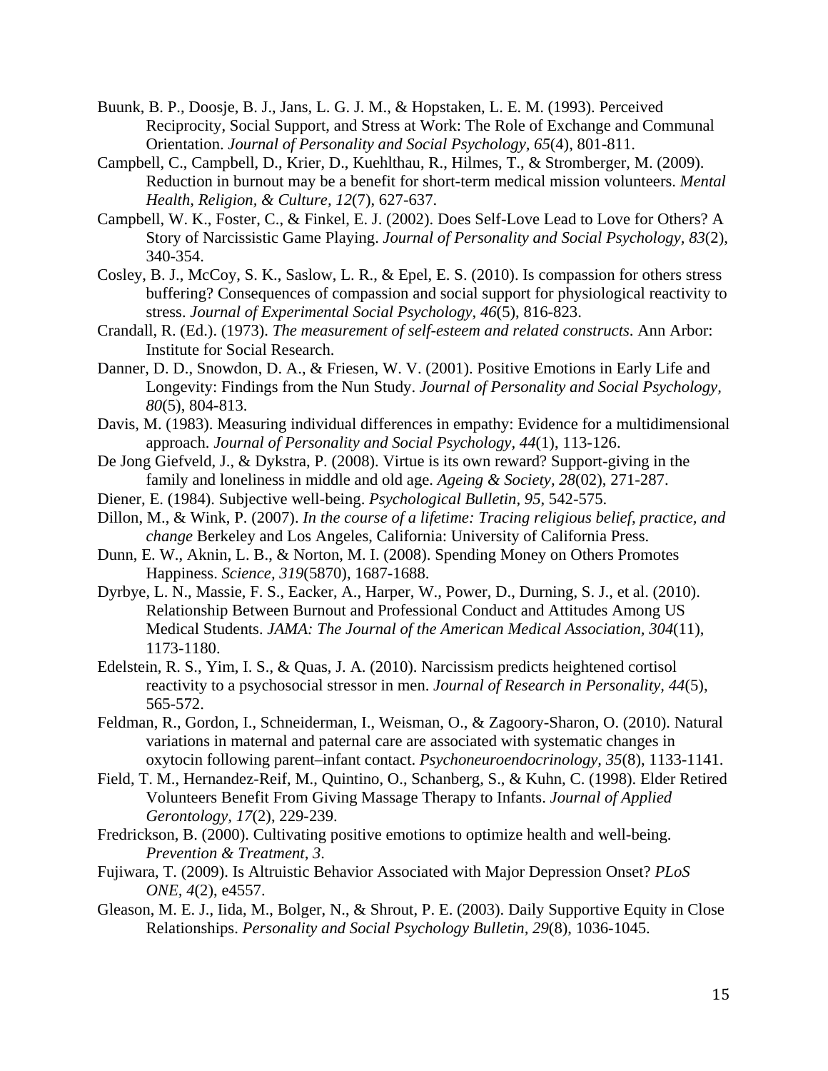Buunk, B. P., Doosje, B. J., Jans, L. G. J. M., & Hopstaken, L. E. M. (1993). Perceived Reciprocity, Social Support, and Stress at Work: The Role of Exchange and Communal Orientation. *Journal of Personality and Social Psychology, 65*(4), 801-811.

Campbell, C., Campbell, D., Krier, D., Kuehlthau, R., Hilmes, T., & Stromberger, M. (2009). Reduction in burnout may be a benefit for short-term medical mission volunteers. *Mental Health, Religion, & Culture, 12*(7), 627-637.

Campbell, W. K., Foster, C., & Finkel, E. J. (2002). Does Self-Love Lead to Love for Others? A Story of Narcissistic Game Playing. *Journal of Personality and Social Psychology, 83*(2), 340-354.

Cosley, B. J., McCoy, S. K., Saslow, L. R., & Epel, E. S. (2010). Is compassion for others stress buffering? Consequences of compassion and social support for physiological reactivity to stress. *Journal of Experimental Social Psychology, 46*(5), 816-823.

Crandall, R. (Ed.). (1973). *The measurement of self-esteem and related constructs*. Ann Arbor: Institute for Social Research.

Danner, D. D., Snowdon, D. A., & Friesen, W. V. (2001). Positive Emotions in Early Life and Longevity: Findings from the Nun Study. *Journal of Personality and Social Psychology, 80*(5), 804-813.

Davis, M. (1983). Measuring individual differences in empathy: Evidence for a multidimensional approach. *Journal of Personality and Social Psychology, 44*(1), 113-126.

De Jong Giefveld, J., & Dykstra, P. (2008). Virtue is its own reward? Support-giving in the family and loneliness in middle and old age. *Ageing & Society, 28*(02), 271-287.

Diener, E. (1984). Subjective well-being. *Psychological Bulletin, 95*, 542-575.

Dillon, M., & Wink, P. (2007). *In the course of a lifetime: Tracing religious belief, practice, and change* Berkeley and Los Angeles, California: University of California Press.

Dunn, E. W., Aknin, L. B., & Norton, M. I. (2008). Spending Money on Others Promotes Happiness. *Science, 319*(5870), 1687-1688.

Dyrbye, L. N., Massie, F. S., Eacker, A., Harper, W., Power, D., Durning, S. J., et al. (2010). Relationship Between Burnout and Professional Conduct and Attitudes Among US Medical Students. *JAMA: The Journal of the American Medical Association, 304*(11), 1173-1180.

Edelstein, R. S., Yim, I. S., & Quas, J. A. (2010). Narcissism predicts heightened cortisol reactivity to a psychosocial stressor in men. *Journal of Research in Personality, 44*(5), 565-572.

Feldman, R., Gordon, I., Schneiderman, I., Weisman, O., & Zagoory-Sharon, O. (2010). Natural variations in maternal and paternal care are associated with systematic changes in oxytocin following parent–infant contact. *Psychoneuroendocrinology, 35*(8), 1133-1141.

Field, T. M., Hernandez-Reif, M., Quintino, O., Schanberg, S., & Kuhn, C. (1998). Elder Retired Volunteers Benefit From Giving Massage Therapy to Infants. *Journal of Applied Gerontology, 17*(2), 229-239.

Fredrickson, B. (2000). Cultivating positive emotions to optimize health and well-being. *Prevention & Treatment, 3*.

Fujiwara, T. (2009). Is Altruistic Behavior Associated with Major Depression Onset? *PLoS ONE, 4*(2), e4557.

Gleason, M. E. J., Iida, M., Bolger, N., & Shrout, P. E. (2003). Daily Supportive Equity in Close Relationships. *Personality and Social Psychology Bulletin, 29*(8), 1036-1045.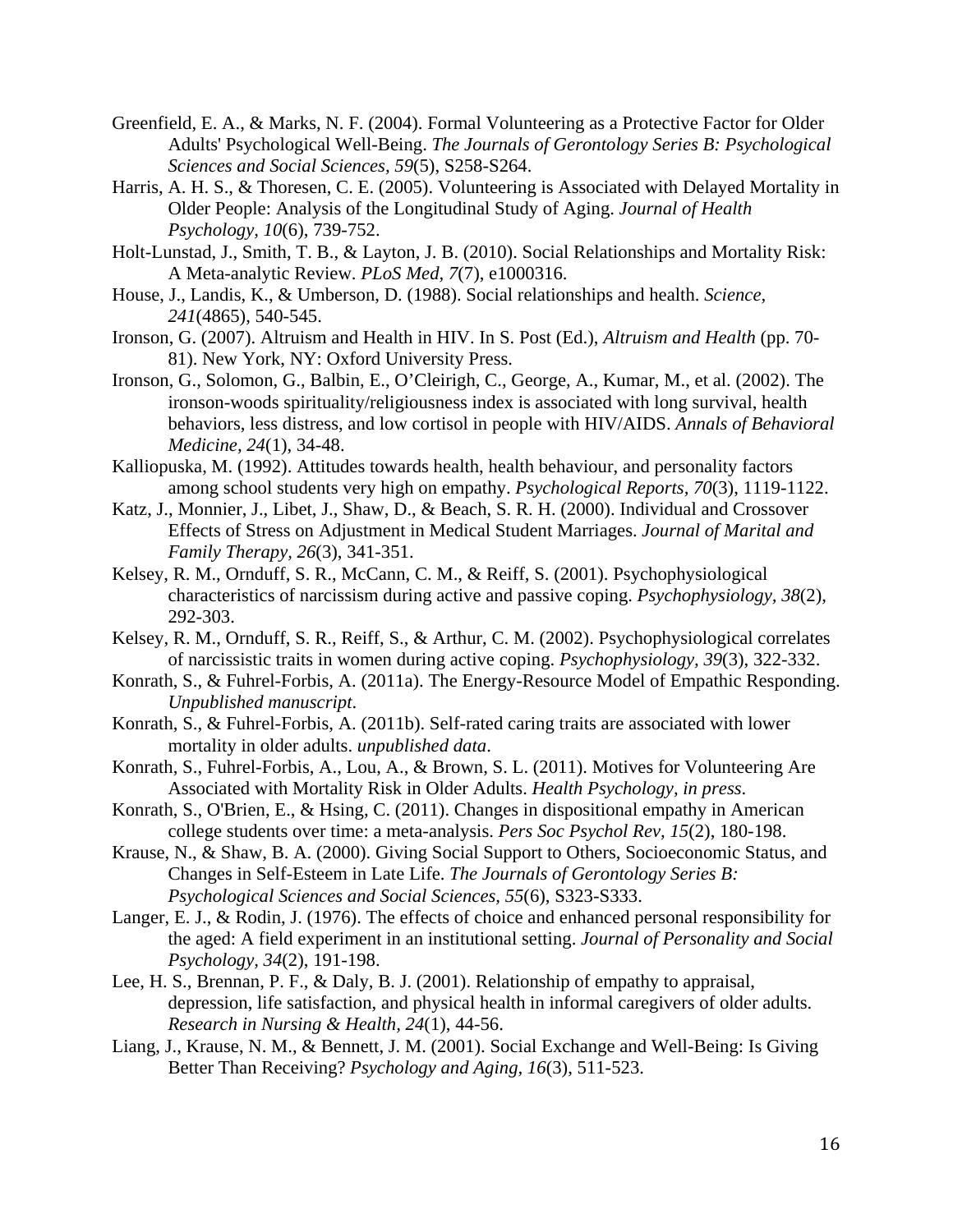Greenfield, E. A., & Marks, N. F. (2004). Formal Volunteering as a Protective Factor for Older Adults' Psychological Well-Being. *The Journals of Gerontology Series B: Psychological Sciences and Social Sciences, 59*(5), S258-S264.

Harris, A. H. S., & Thoresen, C. E. (2005). Volunteering is Associated with Delayed Mortality in Older People: Analysis of the Longitudinal Study of Aging. *Journal of Health Psychology, 10*(6), 739-752.

Holt-Lunstad, J., Smith, T. B., & Layton, J. B. (2010). Social Relationships and Mortality Risk: A Meta-analytic Review. *PLoS Med, 7*(7), e1000316.

House, J., Landis, K., & Umberson, D. (1988). Social relationships and health. *Science, 241*(4865), 540-545.

Ironson, G. (2007). Altruism and Health in HIV. In S. Post (Ed.), *Altruism and Health* (pp. 70-81). New York, NY: Oxford University Press.

Ironson, G., Solomon, G., Balbin, E., O'Cleirigh, C., George, A., Kumar, M., et al. (2002). The ironson-woods spirituality/religiousness index is associated with long survival, health behaviors, less distress, and low cortisol in people with HIV/AIDS. *Annals of Behavioral Medicine, 24*(1), 34-48.

Kalliopuska, M. (1992). Attitudes towards health, health behaviour, and personality factors among school students very high on empathy. *Psychological Reports, 70*(3), 1119-1122.

Katz, J., Monnier, J., Libet, J., Shaw, D., & Beach, S. R. H. (2000). Individual and Crossover Effects of Stress on Adjustment in Medical Student Marriages. *Journal of Marital and Family Therapy, 26*(3), 341-351.

Kelsey, R. M., Ornduff, S. R., McCann, C. M., & Reiff, S. (2001). Psychophysiological characteristics of narcissism during active and passive coping. *Psychophysiology, 38*(2), 292-303.

Kelsey, R. M., Ornduff, S. R., Reiff, S., & Arthur, C. M. (2002). Psychophysiological correlates of narcissistic traits in women during active coping. *Psychophysiology, 39*(3), 322-332.

Konrath, S., & Fuhrel-Forbis, A. (2011a). The Energy-Resource Model of Empathic Responding. *Unpublished manuscript*.

Konrath, S., & Fuhrel-Forbis, A. (2011b). Self-rated caring traits are associated with lower mortality in older adults. *unpublished data*.

Konrath, S., Fuhrel-Forbis, A., Lou, A., & Brown, S. L. (2011). Motives for Volunteering Are Associated with Mortality Risk in Older Adults. *Health Psychology, in press*.

Konrath, S., O'Brien, E., & Hsing, C. (2011). Changes in dispositional empathy in American college students over time: a meta-analysis. *Pers Soc Psychol Rev, 15*(2), 180-198.

Krause, N., & Shaw, B. A. (2000). Giving Social Support to Others, Socioeconomic Status, and Changes in Self-Esteem in Late Life. *The Journals of Gerontology Series B: Psychological Sciences and Social Sciences, 55*(6), S323-S333.

Langer, E. J., & Rodin, J. (1976). The effects of choice and enhanced personal responsibility for the aged: A field experiment in an institutional setting. *Journal of Personality and Social Psychology, 34*(2), 191-198.

Lee, H. S., Brennan, P. F., & Daly, B. J. (2001). Relationship of empathy to appraisal, depression, life satisfaction, and physical health in informal caregivers of older adults. *Research in Nursing & Health, 24*(1), 44-56.

Liang, J., Krause, N. M., & Bennett, J. M. (2001). Social Exchange and Well-Being: Is Giving Better Than Receiving? *Psychology and Aging, 16*(3), 511-523.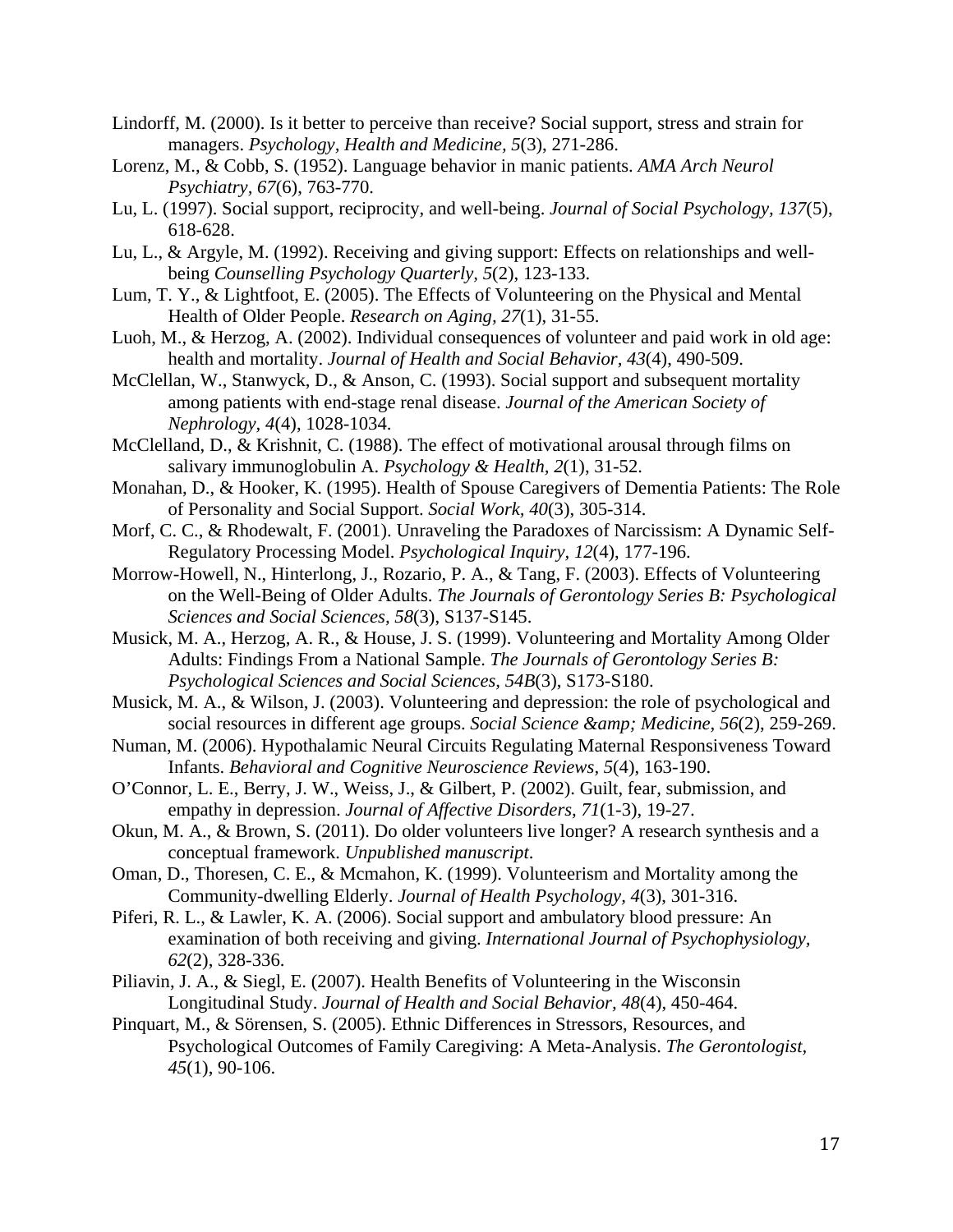Lindorff, M. (2000). Is it better to perceive than receive? Social support, stress and strain for managers. *Psychology, Health and Medicine, 5*(3), 271-286.

Lorenz, M., & Cobb, S. (1952). Language behavior in manic patients. *AMA Arch Neurol Psychiatry, 67*(6), 763-770.

Lu, L. (1997). Social support, reciprocity, and well-being. *Journal of Social Psychology, 137*(5), 618-628.

Lu, L., & Argyle, M. (1992). Receiving and giving support: Effects on relationships and well-being *Counselling Psychology Quarterly, 5*(2), 123-133.

Lum, T. Y., & Lightfoot, E. (2005). The Effects of Volunteering on the Physical and Mental Health of Older People. *Research on Aging, 27*(1), 31-55.

Luoh, M., & Herzog, A. (2002). Individual consequences of volunteer and paid work in old age: health and mortality. *Journal of Health and Social Behavior, 43*(4), 490-509.

McClellan, W., Stanwyck, D., & Anson, C. (1993). Social support and subsequent mortality among patients with end-stage renal disease. *Journal of the American Society of Nephrology, 4*(4), 1028-1034.

McClelland, D., & Krishnit, C. (1988). The effect of motivational arousal through films on salivary immunoglobulin A. *Psychology & Health, 2*(1), 31-52.

Monahan, D., & Hooker, K. (1995). Health of Spouse Caregivers of Dementia Patients: The Role of Personality and Social Support. *Social Work, 40*(3), 305-314.

Morf, C. C., & Rhodewalt, F. (2001). Unraveling the Paradoxes of Narcissism: A Dynamic Self-Regulatory Processing Model. *Psychological Inquiry, 12*(4), 177-196.

Morrow-Howell, N., Hinterlong, J., Rozario, P. A., & Tang, F. (2003). Effects of Volunteering on the Well-Being of Older Adults. *The Journals of Gerontology Series B: Psychological Sciences and Social Sciences, 58*(3), S137-S145.

Musick, M. A., Herzog, A. R., & House, J. S. (1999). Volunteering and Mortality Among Older Adults: Findings From a National Sample. *The Journals of Gerontology Series B: Psychological Sciences and Social Sciences, 54B*(3), S173-S180.

Musick, M. A., & Wilson, J. (2003). Volunteering and depression: the role of psychological and social resources in different age groups. *Social Science &amp; Medicine, 56*(2), 259-269.

Numan, M. (2006). Hypothalamic Neural Circuits Regulating Maternal Responsiveness Toward Infants. *Behavioral and Cognitive Neuroscience Reviews, 5*(4), 163-190.

O'Connor, L. E., Berry, J. W., Weiss, J., & Gilbert, P. (2002). Guilt, fear, submission, and empathy in depression. *Journal of Affective Disorders, 71*(1-3), 19-27.

Okun, M. A., & Brown, S. (2011). Do older volunteers live longer? A research synthesis and a conceptual framework. *Unpublished manuscript*.

Oman, D., Thoresen, C. E., & Mcmahon, K. (1999). Volunteerism and Mortality among the Community-dwelling Elderly. *Journal of Health Psychology, 4*(3), 301-316.

Piferi, R. L., & Lawler, K. A. (2006). Social support and ambulatory blood pressure: An examination of both receiving and giving. *International Journal of Psychophysiology, 62*(2), 328-336.

Piliavin, J. A., & Siegl, E. (2007). Health Benefits of Volunteering in the Wisconsin Longitudinal Study. *Journal of Health and Social Behavior, 48*(4), 450-464.

Pinquart, M., & Sörensen, S. (2005). Ethnic Differences in Stressors, Resources, and Psychological Outcomes of Family Caregiving: A Meta-Analysis. *The Gerontologist, 45*(1), 90-106.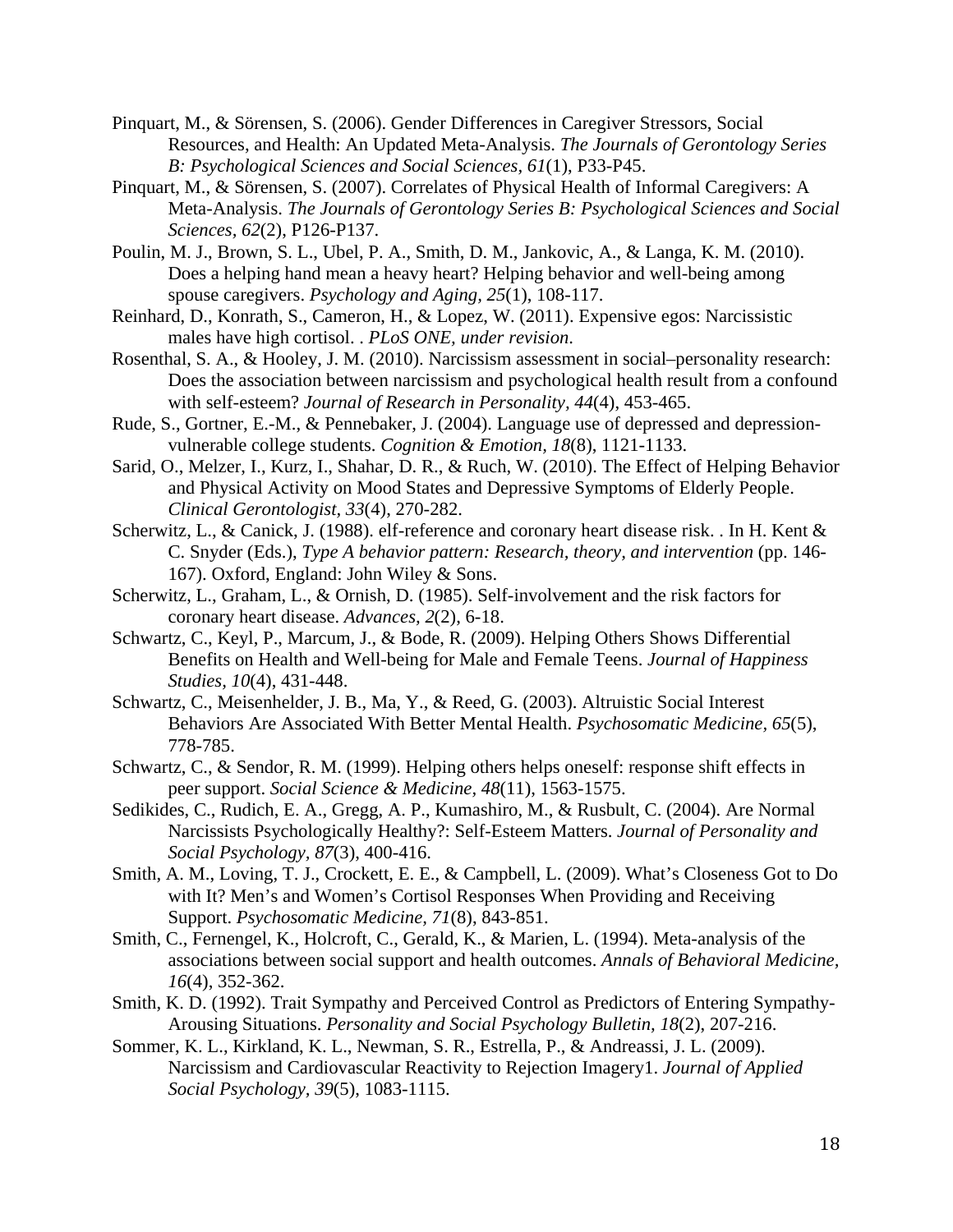Pinquart, M., & Sörensen, S. (2006). Gender Differences in Caregiver Stressors, Social Resources, and Health: An Updated Meta-Analysis. *The Journals of Gerontology Series B: Psychological Sciences and Social Sciences*, *61*(1), P33-P45.

Pinquart, M., & Sörensen, S. (2007). Correlates of Physical Health of Informal Caregivers: A Meta-Analysis. *The Journals of Gerontology Series B: Psychological Sciences and Social Sciences*, *62*(2), P126-P137.

Poulin, M. J., Brown, S. L., Ubel, P. A., Smith, D. M., Jankovic, A., & Langa, K. M. (2010). Does a helping hand mean a heavy heart? Helping behavior and well-being among spouse caregivers. *Psychology and Aging, 25*(1), 108-117.

Reinhard, D., Konrath, S., Cameron, H., & Lopez, W. (2011). Expensive egos: Narcissistic males have high cortisol. . *PLoS ONE, under revision*.

Rosenthal, S. A., & Hooley, J. M. (2010). Narcissism assessment in social–personality research: Does the association between narcissism and psychological health result from a confound with self-esteem? *Journal of Research in Personality, 44*(4), 453-465.

Rude, S., Gortner, E.-M., & Pennebaker, J. (2004). Language use of depressed and depression-vulnerable college students. *Cognition & Emotion, 18*(8), 1121-1133.

Sarid, O., Melzer, I., Kurz, I., Shahar, D. R., & Ruch, W. (2010). The Effect of Helping Behavior and Physical Activity on Mood States and Depressive Symptoms of Elderly People. *Clinical Gerontologist, 33*(4), 270-282.

Scherwitz, L., & Canick, J. (1988). elf-reference and coronary heart disease risk. . In H. Kent & C. Snyder (Eds.), *Type A behavior pattern: Research, theory, and intervention* (pp. 146-167). Oxford, England: John Wiley & Sons.

Scherwitz, L., Graham, L., & Ornish, D. (1985). Self-involvement and the risk factors for coronary heart disease. *Advances, 2*(2), 6-18.

Schwartz, C., Keyl, P., Marcum, J., & Bode, R. (2009). Helping Others Shows Differential Benefits on Health and Well-being for Male and Female Teens. *Journal of Happiness Studies, 10*(4), 431-448.

Schwartz, C., Meisenhelder, J. B., Ma, Y., & Reed, G. (2003). Altruistic Social Interest Behaviors Are Associated With Better Mental Health. *Psychosomatic Medicine, 65*(5), 778-785.

Schwartz, C., & Sendor, R. M. (1999). Helping others helps oneself: response shift effects in peer support. *Social Science & Medicine, 48*(11), 1563-1575.

Sedikides, C., Rudich, E. A., Gregg, A. P., Kumashiro, M., & Rusbult, C. (2004). Are Normal Narcissists Psychologically Healthy?: Self-Esteem Matters. *Journal of Personality and Social Psychology, 87*(3), 400-416.

Smith, A. M., Loving, T. J., Crockett, E. E., & Campbell, L. (2009). What's Closeness Got to Do with It? Men's and Women's Cortisol Responses When Providing and Receiving Support. *Psychosomatic Medicine, 71*(8), 843-851.

Smith, C., Fernengel, K., Holcroft, C., Gerald, K., & Marien, L. (1994). Meta-analysis of the associations between social support and health outcomes. *Annals of Behavioral Medicine, 16*(4), 352-362.

Smith, K. D. (1992). Trait Sympathy and Perceived Control as Predictors of Entering Sympathy-Arousing Situations. *Personality and Social Psychology Bulletin, 18*(2), 207-216.

Sommer, K. L., Kirkland, K. L., Newman, S. R., Estrella, P., & Andreassi, J. L. (2009). Narcissism and Cardiovascular Reactivity to Rejection Imagery1. *Journal of Applied Social Psychology, 39*(5), 1083-1115.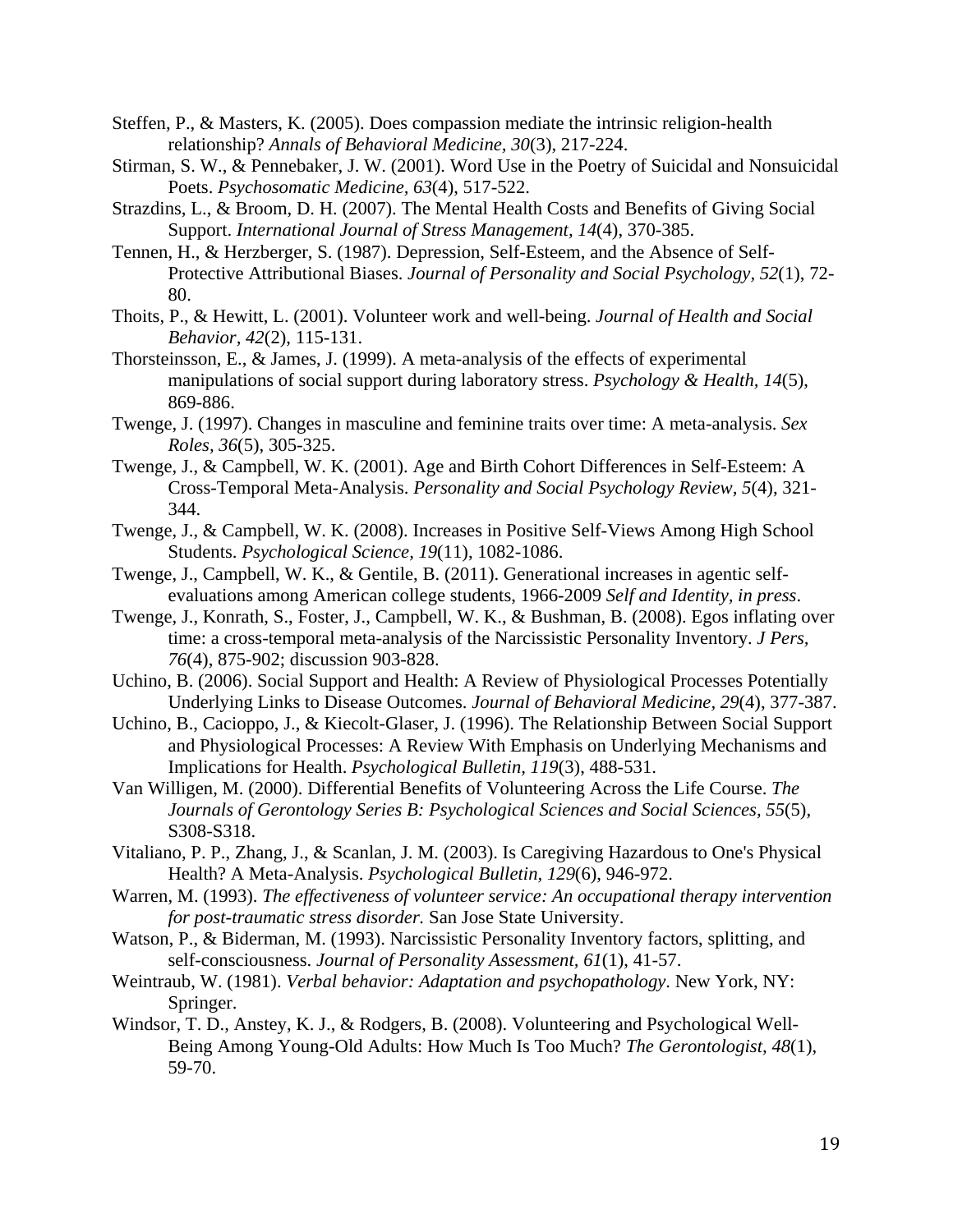Steffen, P., & Masters, K. (2005). Does compassion mediate the intrinsic religion-health relationship? *Annals of Behavioral Medicine, 30*(3), 217-224.

Stirman, S. W., & Pennebaker, J. W. (2001). Word Use in the Poetry of Suicidal and Nonsuicidal Poets. *Psychosomatic Medicine, 63*(4), 517-522.

Strazdins, L., & Broom, D. H. (2007). The Mental Health Costs and Benefits of Giving Social Support. *International Journal of Stress Management, 14*(4), 370-385.

Tennen, H., & Herzberger, S. (1987). Depression, Self-Esteem, and the Absence of Self-Protective Attributional Biases. *Journal of Personality and Social Psychology, 52*(1), 72-80.

Thoits, P., & Hewitt, L. (2001). Volunteer work and well-being. *Journal of Health and Social Behavior, 42*(2), 115-131.

Thorsteinsson, E., & James, J. (1999). A meta-analysis of the effects of experimental manipulations of social support during laboratory stress. *Psychology & Health, 14*(5), 869-886.

Twenge, J. (1997). Changes in masculine and feminine traits over time: A meta-analysis. *Sex Roles, 36*(5), 305-325.

Twenge, J., & Campbell, W. K. (2001). Age and Birth Cohort Differences in Self-Esteem: A Cross-Temporal Meta-Analysis. *Personality and Social Psychology Review, 5*(4), 321-344.

Twenge, J., & Campbell, W. K. (2008). Increases in Positive Self-Views Among High School Students. *Psychological Science, 19*(11), 1082-1086.

Twenge, J., Campbell, W. K., & Gentile, B. (2011). Generational increases in agentic self-evaluations among American college students, 1966-2009 *Self and Identity, in press*.

Twenge, J., Konrath, S., Foster, J., Campbell, W. K., & Bushman, B. (2008). Egos inflating over time: a cross-temporal meta-analysis of the Narcissistic Personality Inventory. *J Pers, 76*(4), 875-902; discussion 903-828.

Uchino, B. (2006). Social Support and Health: A Review of Physiological Processes Potentially Underlying Links to Disease Outcomes. *Journal of Behavioral Medicine, 29*(4), 377-387.

Uchino, B., Cacioppo, J., & Kiecolt-Glaser, J. (1996). The Relationship Between Social Support and Physiological Processes: A Review With Emphasis on Underlying Mechanisms and Implications for Health. *Psychological Bulletin, 119*(3), 488-531.

Van Willigen, M. (2000). Differential Benefits of Volunteering Across the Life Course. *The Journals of Gerontology Series B: Psychological Sciences and Social Sciences, 55*(5), S308-S318.

Vitaliano, P. P., Zhang, J., & Scanlan, J. M. (2003). Is Caregiving Hazardous to One's Physical Health? A Meta-Analysis. *Psychological Bulletin, 129*(6), 946-972.

Warren, M. (1993). *The effectiveness of volunteer service: An occupational therapy intervention for post-traumatic stress disorder.* San Jose State University.

Watson, P., & Biderman, M. (1993). Narcissistic Personality Inventory factors, splitting, and self-consciousness. *Journal of Personality Assessment, 61*(1), 41-57.

Weintraub, W. (1981). *Verbal behavior: Adaptation and psychopathology*. New York, NY: Springer.

Windsor, T. D., Anstey, K. J., & Rodgers, B. (2008). Volunteering and Psychological Well-Being Among Young-Old Adults: How Much Is Too Much? *The Gerontologist, 48*(1), 59-70.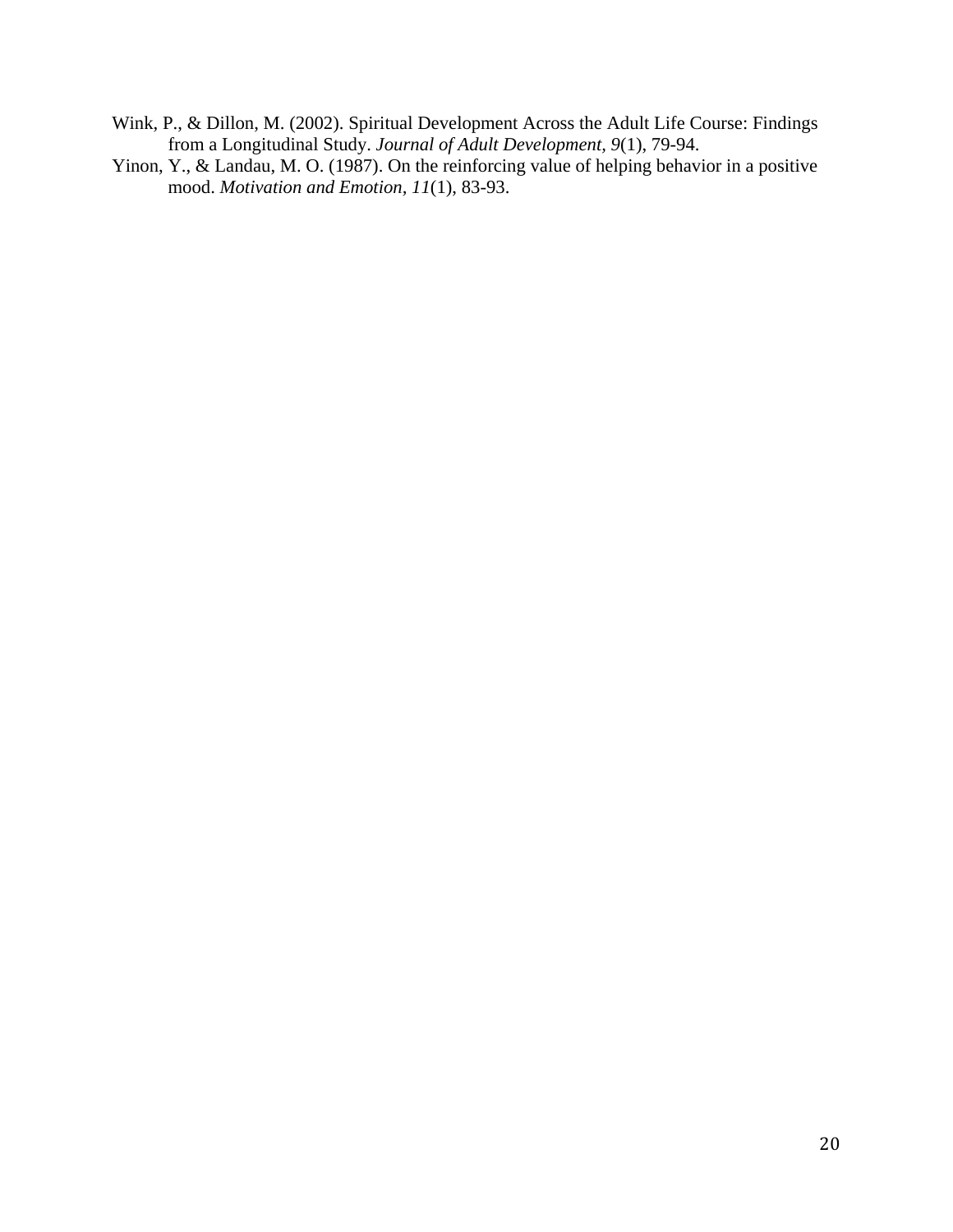Wink, P., & Dillon, M. (2002). Spiritual Development Across the Adult Life Course: Findings from a Longitudinal Study. *Journal of Adult Development, 9*(1), 79-94.

Yinon, Y., & Landau, M. O. (1987). On the reinforcing value of helping behavior in a positive mood. *Motivation and Emotion, 11*(1), 83-93.